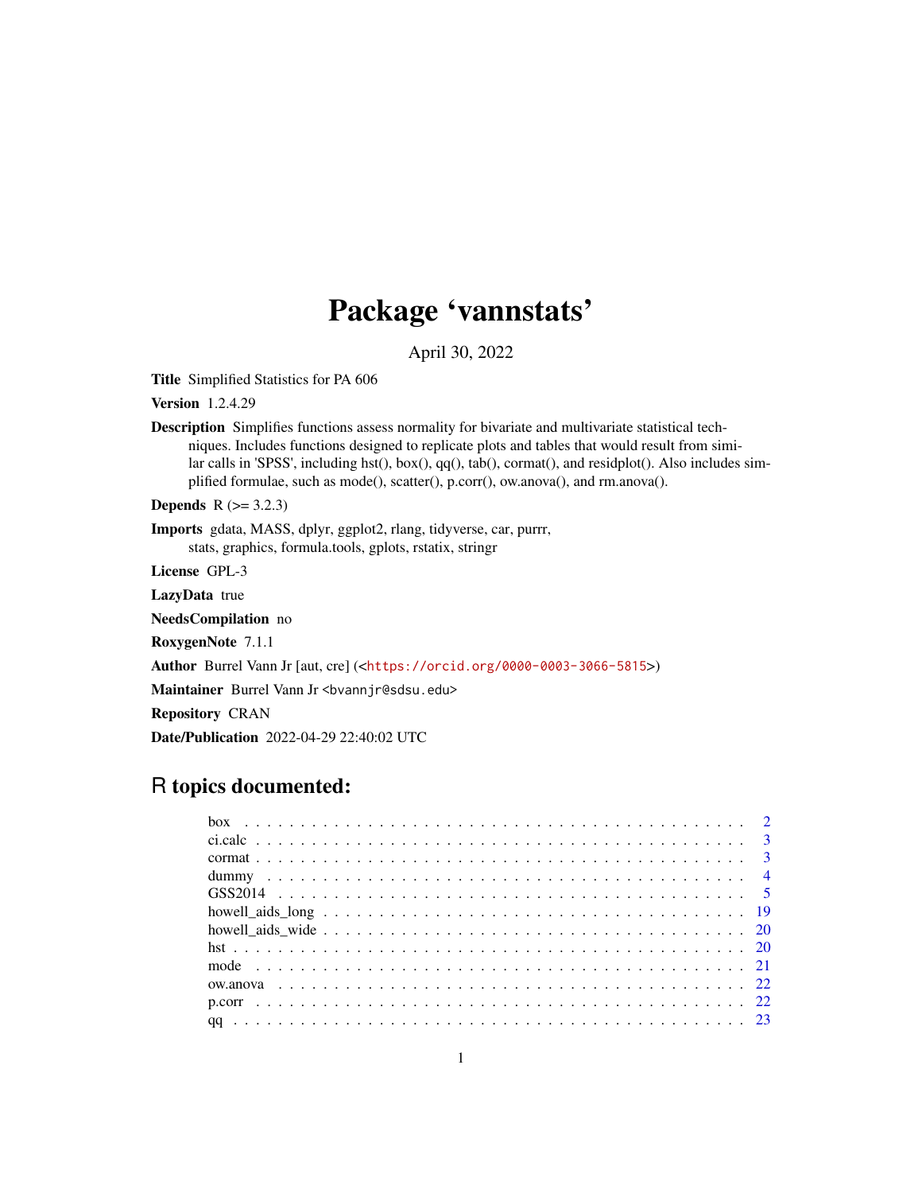# Package 'vannstats'

April 30, 2022

**Title** Simplified Statistics for PA 606

**Version** 1.2.4.29

**Description** Simplifies functions assess normality for bivariate and multivariate statistical techniques. Includes functions designed to replicate plots and tables that would result from similar calls in 'SPSS', including hst(), box(), qq(), tab(), cormat(), and residplot(). Also includes simplified formulae, such as mode(), scatter(), p.corr(), ow.anova(), and rm.anova().

**Depends** R (>= 3.2.3)

**Imports** gdata, MASS, dplyr, ggplot2, rlang, tidyverse, car, purrr, stats, graphics, formula.tools, gplots, rstatix, stringr

**License** GPL-3

**LazyData** true

**NeedsCompilation** no

**RoxygenNote** 7.1.1

**Author** Burrel Vann Jr [aut, cre] (<https://orcid.org/0000-0003-3066-5815>)

**Maintainer** Burrel Vann Jr <bvannjr@sdsu.edu>

**Repository** CRAN

**Date/Publication** 2022-04-29 22:40:02 UTC

## R topics documented:

| | |
|---|---|
| box | 2 |
| ci.calc | 3 |
| cormat | 3 |
| dummy | 4 |
| GSS2014 | 5 |
| howell_aids_long | 19 |
| howell_aids_wide | 20 |
| hst | 20 |
| mode | 21 |
| ow.anova | 22 |
| p.corr | 22 |
| qq | 23 |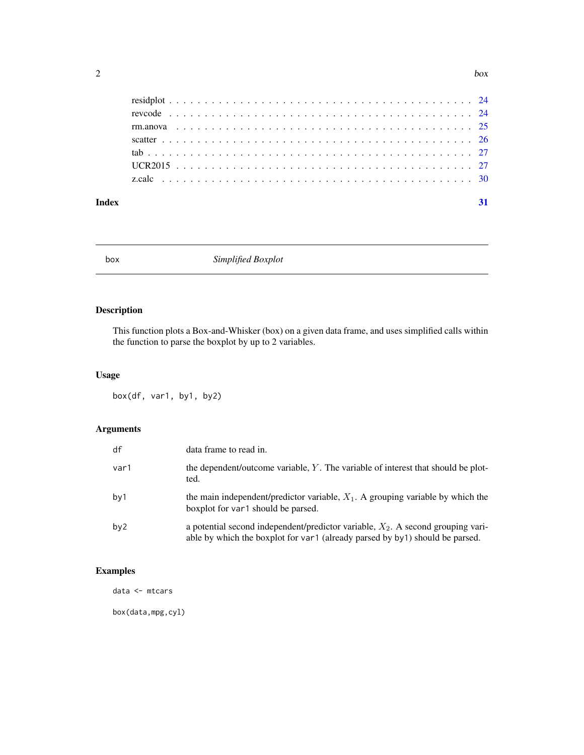| | |
|---|---|
| residplot | 24 |
| revcode | 24 |
| rm.anova | 25 |
| scatter | 26 |
| tab | 27 |
| UCR2015 | 27 |
| z.calc | 30 |

**Index** **31**

---

# box — *Simplified Boxplot*

## Description

This function plots a Box-and-Whisker (box) on a given data frame, and uses simplified calls within the function to parse the boxplot by up to 2 variables.

## Usage

```
box(df, var1, by1, by2)
```

## Arguments

| | |
|---|---|
| `df` | data frame to read in. |
| `var1` | the dependent/outcome variable, $Y$. The variable of interest that should be plotted. |
| `by1` | the main independent/predictor variable, $X_1$. A grouping variable by which the boxplot for `var1` should be parsed. |
| `by2` | a potential second independent/predictor variable, $X_2$. A second grouping variable by which the boxplot for `var1` (already parsed by `by1`) should be parsed. |

## Examples

```
data <- mtcars

box(data,mpg,cyl)
```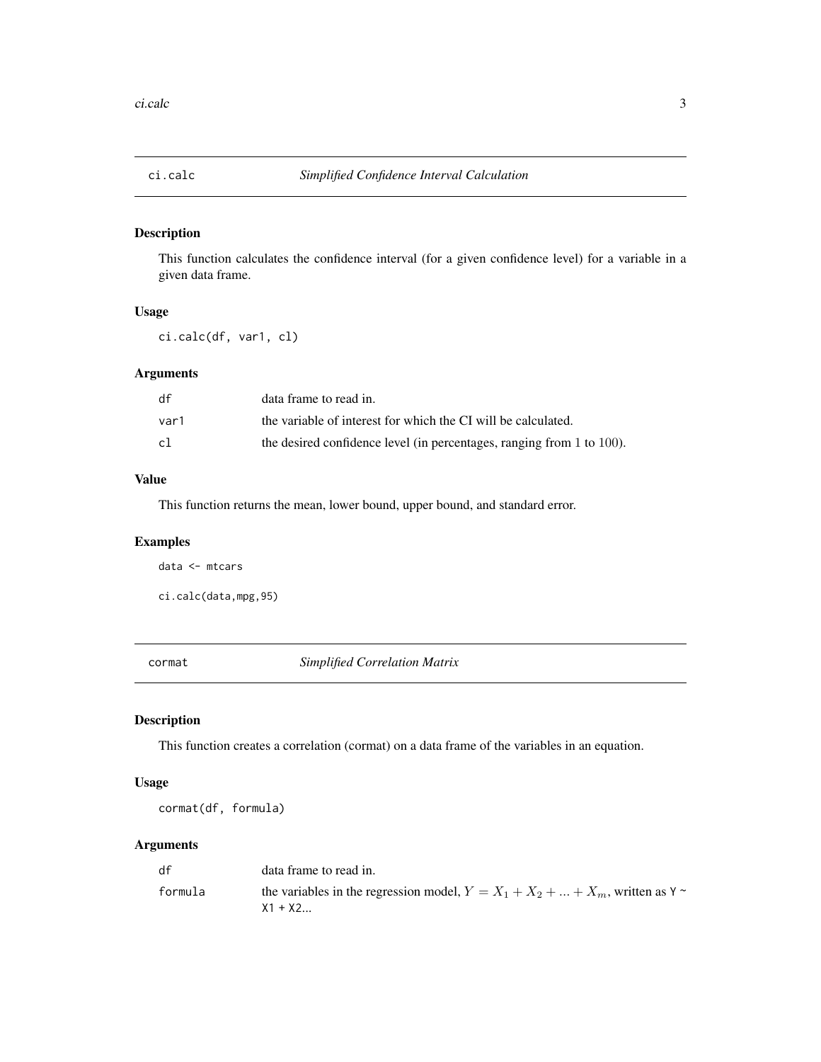## ci.calc    *Simplified Confidence Interval Calculation*

### Description

This function calculates the confidence interval (for a given confidence level) for a variable in a given data frame.

### Usage

```
ci.calc(df, var1, cl)
```

### Arguments

| | |
|---|---|
| `df` | data frame to read in. |
| `var1` | the variable of interest for which the CI will be calculated. |
| `cl` | the desired confidence level (in percentages, ranging from 1 to 100). |

### Value

This function returns the mean, lower bound, upper bound, and standard error.

### Examples

```
data <- mtcars

ci.calc(data,mpg,95)
```

## cormat    *Simplified Correlation Matrix*

### Description

This function creates a correlation (cormat) on a data frame of the variables in an equation.

### Usage

```
cormat(df, formula)
```

### Arguments

| | |
|---|---|
| `df` | data frame to read in. |
| `formula` | the variables in the regression model, $Y = X_1 + X_2 + ... + X_m$, written as `Y ~ X1 + X2...` |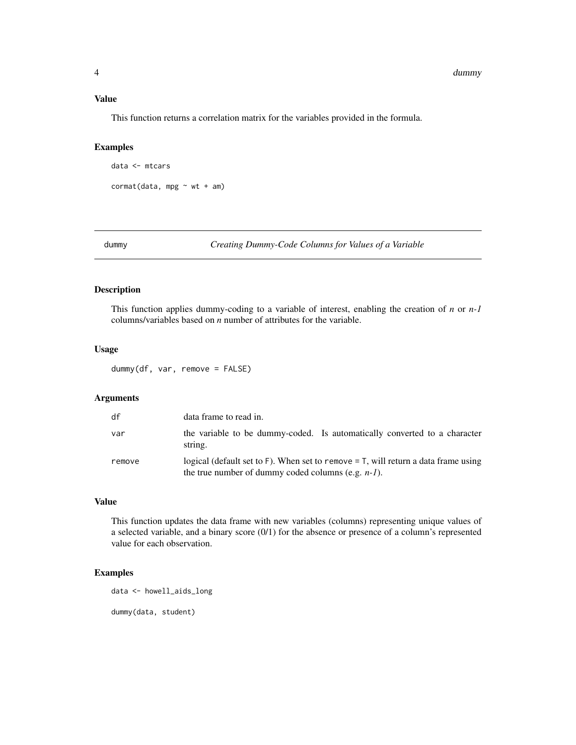### Value

This function returns a correlation matrix for the variables provided in the formula.

### Examples

```
data <- mtcars

cormat(data, mpg ~ wt + am)
```

---

## dummy — *Creating Dummy-Code Columns for Values of a Variable*

---

### Description

This function applies dummy-coding to a variable of interest, enabling the creation of *n* or *n-1* columns/variables based on *n* number of attributes for the variable.

### Usage

```
dummy(df, var, remove = FALSE)
```

### Arguments

| | |
|---|---|
| df | data frame to read in. |
| var | the variable to be dummy-coded. Is automatically converted to a character string. |
| remove | logical (default set to F). When set to remove = T, will return a data frame using the true number of dummy coded columns (e.g. *n-1*). |

### Value

This function updates the data frame with new variables (columns) representing unique values of a selected variable, and a binary score (0/1) for the absence or presence of a column's represented value for each observation.

### Examples

```
data <- howell_aids_long

dummy(data, student)
```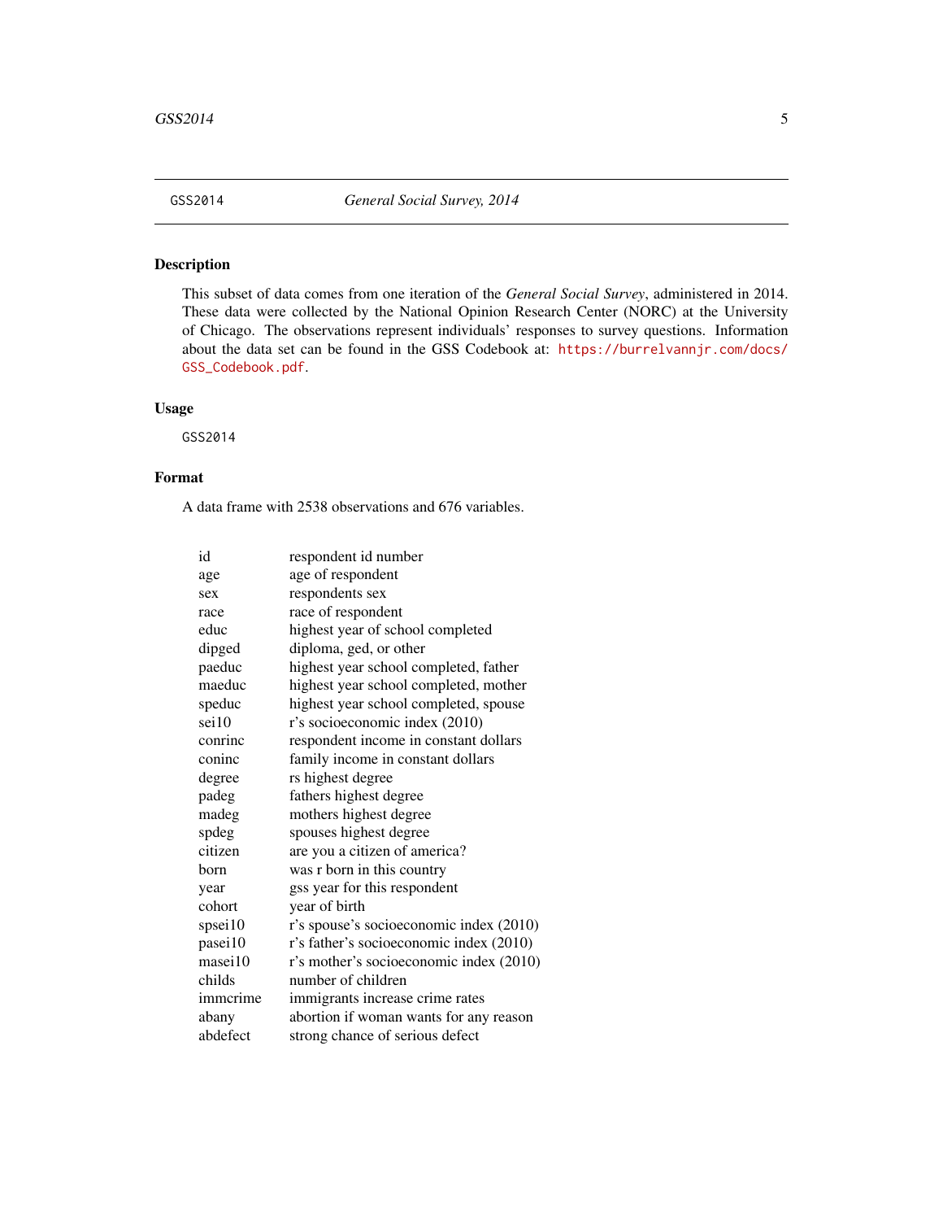GSS2014 *General Social Survey, 2014*

## Description

This subset of data comes from one iteration of the *General Social Survey*, administered in 2014. These data were collected by the National Opinion Research Center (NORC) at the University of Chicago. The observations represent individuals' responses to survey questions. Information about the data set can be found in the GSS Codebook at: https://burrelvannjr.com/docs/GSS_Codebook.pdf.

## Usage

```
GSS2014
```

## Format

A data frame with 2538 observations and 676 variables.

| | |
|---|---|
| id | respondent id number |
| age | age of respondent |
| sex | respondents sex |
| race | race of respondent |
| educ | highest year of school completed |
| dipged | diploma, ged, or other |
| paeduc | highest year school completed, father |
| maeduc | highest year school completed, mother |
| speduc | highest year school completed, spouse |
| sei10 | r's socioeconomic index (2010) |
| conrinc | respondent income in constant dollars |
| coninc | family income in constant dollars |
| degree | rs highest degree |
| padeg | fathers highest degree |
| madeg | mothers highest degree |
| spdeg | spouses highest degree |
| citizen | are you a citizen of america? |
| born | was r born in this country |
| year | gss year for this respondent |
| cohort | year of birth |
| spsei10 | r's spouse's socioeconomic index (2010) |
| pasei10 | r's father's socioeconomic index (2010) |
| masei10 | r's mother's socioeconomic index (2010) |
| childs | number of children |
| immcrime | immigrants increase crime rates |
| abany | abortion if woman wants for any reason |
| abdefect | strong chance of serious defect |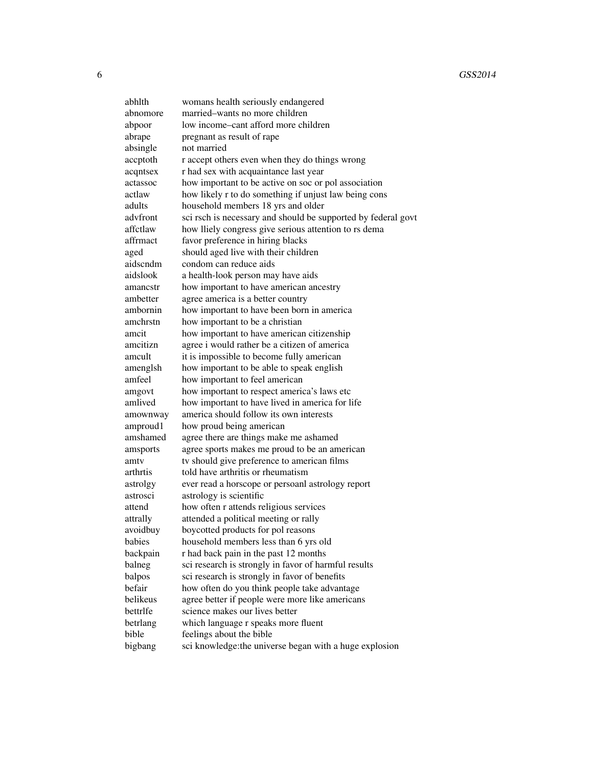| | |
|---|---|
| abhlth | womans health seriously endangered |
| abnomore | married–wants no more children |
| abpoor | low income–cant afford more children |
| abrape | pregnant as result of rape |
| absingle | not married |
| accptoth | r accept others even when they do things wrong |
| acqntsex | r had sex with acquaintance last year |
| actassoc | how important to be active on soc or pol association |
| actlaw | how likely r to do something if unjust law being cons |
| adults | household members 18 yrs and older |
| advfront | sci rsch is necessary and should be supported by federal govt |
| affctlaw | how lliely congress give serious attention to rs dema |
| affrmact | favor preference in hiring blacks |
| aged | should aged live with their children |
| aidscndm | condom can reduce aids |
| aidslook | a health-look person may have aids |
| amancstr | how important to have american ancestry |
| ambetter | agree america is a better country |
| ambornin | how important to have been born in america |
| amchrstn | how important to be a christian |
| amcit | how important to have american citizenship |
| amcitizn | agree i would rather be a citizen of america |
| amcult | it is impossible to become fully american |
| amenglsh | how important to be able to speak english |
| amfeel | how important to feel american |
| amgovt | how important to respect america's laws etc |
| amlived | how important to have lived in america for life |
| amownway | america should follow its own interests |
| amproud1 | how proud being american |
| amshamed | agree there are things make me ashamed |
| amsports | agree sports makes me proud to be an american |
| amtv | tv should give preference to american films |
| arthrtis | told have arthritis or rheumatism |
| astrolgy | ever read a horscope or persoanl astrology report |
| astrosci | astrology is scientific |
| attend | how often r attends religious services |
| attrally | attended a political meeting or rally |
| avoidbuy | boycotted products for pol reasons |
| babies | household members less than 6 yrs old |
| backpain | r had back pain in the past 12 months |
| balneg | sci research is strongly in favor of harmful results |
| balpos | sci research is strongly in favor of benefits |
| befair | how often do you think people take advantage |
| belikeus | agree better if people were more like americans |
| bettrlfe | science makes our lives better |
| betrlang | which language r speaks more fluent |
| bible | feelings about the bible |
| bigbang | sci knowledge:the universe began with a huge explosion |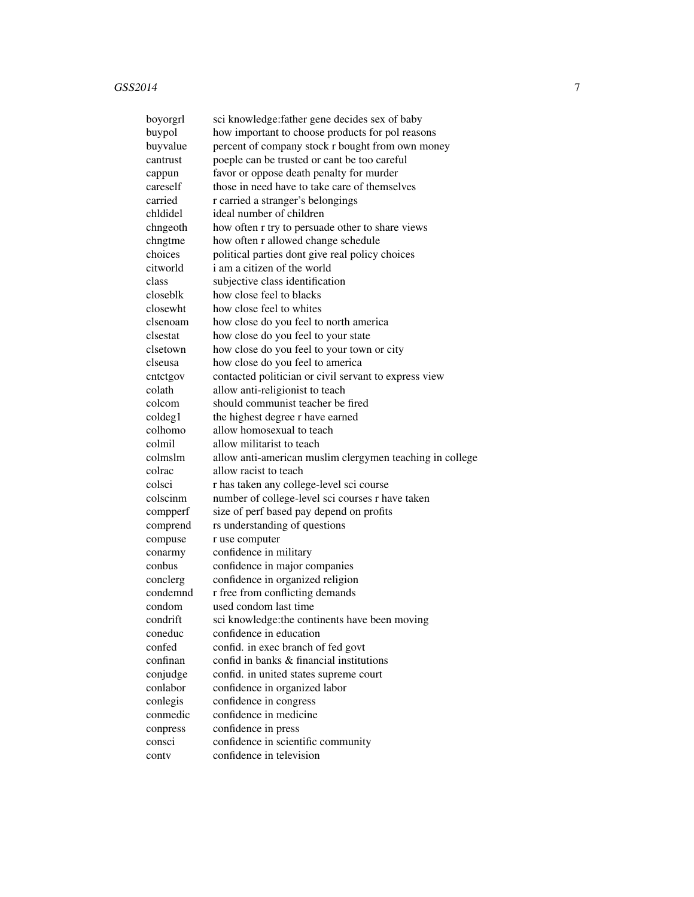| | |
|---|---|
| boyorgrl | sci knowledge:father gene decides sex of baby |
| buypol | how important to choose products for pol reasons |
| buyvalue | percent of company stock r bought from own money |
| cantrust | poeple can be trusted or cant be too careful |
| cappun | favor or oppose death penalty for murder |
| careself | those in need have to take care of themselves |
| carried | r carried a stranger's belongings |
| chldidel | ideal number of children |
| chngeoth | how often r try to persuade other to share views |
| chngtme | how often r allowed change schedule |
| choices | political parties dont give real policy choices |
| citworld | i am a citizen of the world |
| class | subjective class identification |
| closeblk | how close feel to blacks |
| closewht | how close feel to whites |
| clsenoam | how close do you feel to north america |
| clsestat | how close do you feel to your state |
| clsetown | how close do you feel to your town or city |
| clseusa | how close do you feel to america |
| cntctgov | contacted politician or civil servant to express view |
| colath | allow anti-religionist to teach |
| colcom | should communist teacher be fired |
| coldeg1 | the highest degree r have earned |
| colhomo | allow homosexual to teach |
| colmil | allow militarist to teach |
| colmslm | allow anti-american muslim clergymen teaching in college |
| colrac | allow racist to teach |
| colsci | r has taken any college-level sci course |
| colscinm | number of college-level sci courses r have taken |
| compperf | size of perf based pay depend on profits |
| comprend | rs understanding of questions |
| compuse | r use computer |
| conarmy | confidence in military |
| conbus | confidence in major companies |
| conclerg | confidence in organized religion |
| condemnd | r free from conflicting demands |
| condom | used condom last time |
| condrift | sci knowledge:the continents have been moving |
| coneduc | confidence in education |
| confed | confid. in exec branch of fed govt |
| confinan | confid in banks & financial institutions |
| conjudge | confid. in united states supreme court |
| conlabor | confidence in organized labor |
| conlegis | confidence in congress |
| conmedic | confidence in medicine |
| conpress | confidence in press |
| consci | confidence in scientific community |
| contv | confidence in television |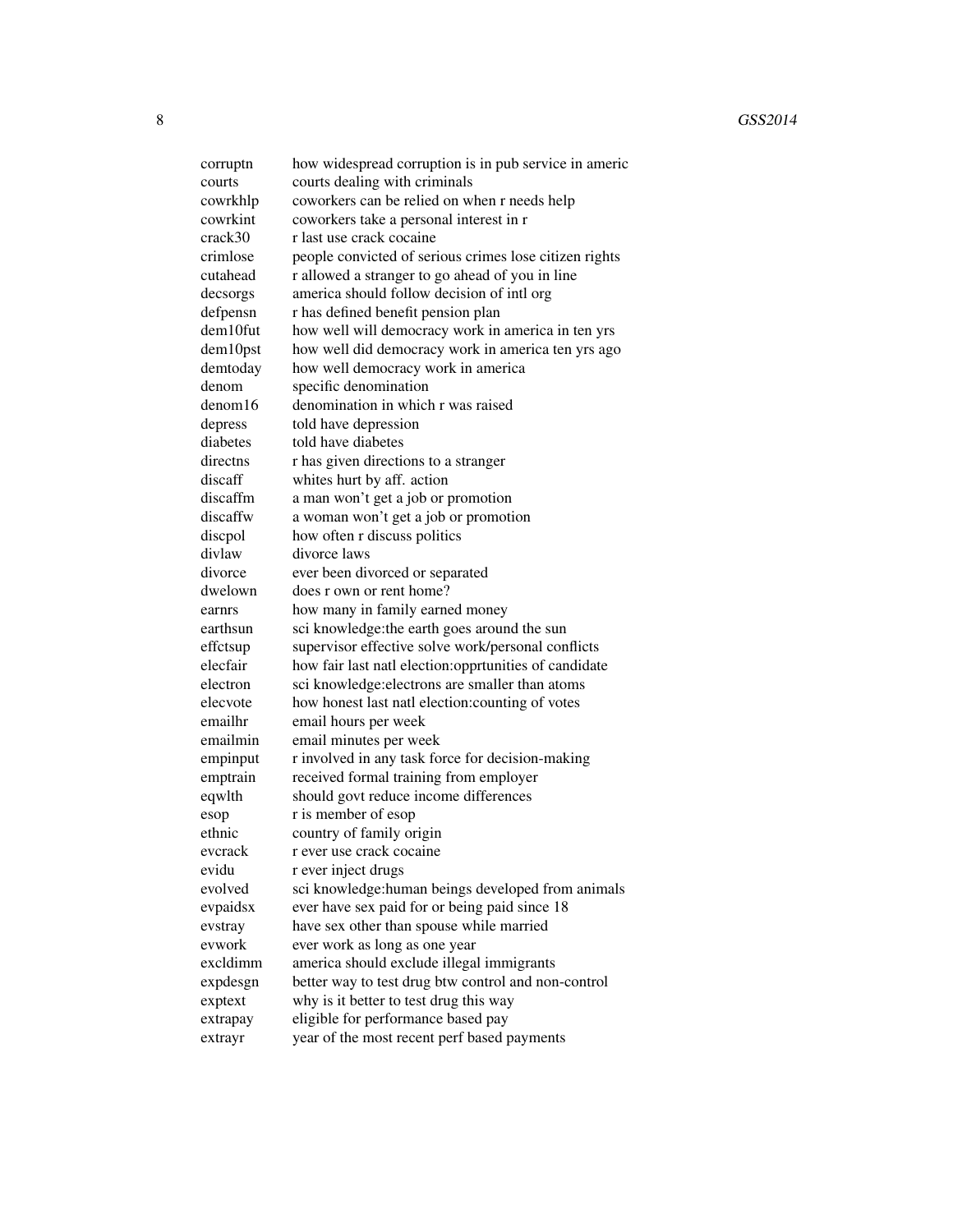| | |
|---|---|
| corruptn | how widespread corruption is in pub service in americ |
| courts | courts dealing with criminals |
| cowrkhlp | coworkers can be relied on when r needs help |
| cowrkint | coworkers take a personal interest in r |
| crack30 | r last use crack cocaine |
| crimlose | people convicted of serious crimes lose citizen rights |
| cutahead | r allowed a stranger to go ahead of you in line |
| decsorgs | america should follow decision of intl org |
| defpensn | r has defined benefit pension plan |
| dem10fut | how well will democracy work in america in ten yrs |
| dem10pst | how well did democracy work in america ten yrs ago |
| demtoday | how well democracy work in america |
| denom | specific denomination |
| denom16 | denomination in which r was raised |
| depress | told have depression |
| diabetes | told have diabetes |
| directns | r has given directions to a stranger |
| discaff | whites hurt by aff. action |
| discaffm | a man won't get a job or promotion |
| discaffw | a woman won't get a job or promotion |
| discpol | how often r discuss politics |
| divlaw | divorce laws |
| divorce | ever been divorced or separated |
| dwelown | does r own or rent home? |
| earnrs | how many in family earned money |
| earthsun | sci knowledge:the earth goes around the sun |
| effctsup | supervisor effective solve work/personal conflicts |
| elecfair | how fair last natl election:opprtunities of candidate |
| electron | sci knowledge:electrons are smaller than atoms |
| elecvote | how honest last natl election:counting of votes |
| emailhr | email hours per week |
| emailmin | email minutes per week |
| empinput | r involved in any task force for decision-making |
| emptrain | received formal training from employer |
| eqwlth | should govt reduce income differences |
| esop | r is member of esop |
| ethnic | country of family origin |
| evcrack | r ever use crack cocaine |
| evidu | r ever inject drugs |
| evolved | sci knowledge:human beings developed from animals |
| evpaidsx | ever have sex paid for or being paid since 18 |
| evstray | have sex other than spouse while married |
| evwork | ever work as long as one year |
| excldimm | america should exclude illegal immigrants |
| expdesgn | better way to test drug btw control and non-control |
| exptext | why is it better to test drug this way |
| extrapay | eligible for performance based pay |
| extrayr | year of the most recent perf based payments |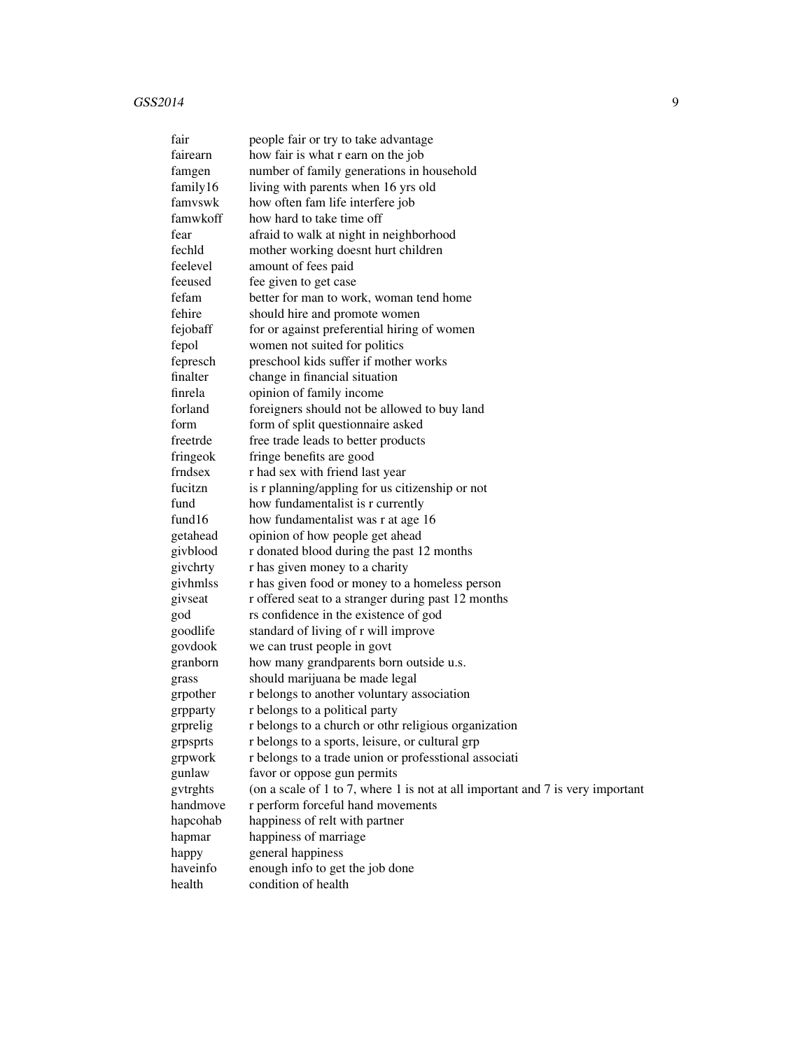| | |
|---|---|
| fair | people fair or try to take advantage |
| fairearn | how fair is what r earn on the job |
| famgen | number of family generations in household |
| family16 | living with parents when 16 yrs old |
| famvswk | how often fam life interfere job |
| famwkoff | how hard to take time off |
| fear | afraid to walk at night in neighborhood |
| fechld | mother working doesnt hurt children |
| feelevel | amount of fees paid |
| feeused | fee given to get case |
| fefam | better for man to work, woman tend home |
| fehire | should hire and promote women |
| fejobaff | for or against preferential hiring of women |
| fepol | women not suited for politics |
| fepresch | preschool kids suffer if mother works |
| finalter | change in financial situation |
| finrela | opinion of family income |
| forland | foreigners should not be allowed to buy land |
| form | form of split questionnaire asked |
| freetrde | free trade leads to better products |
| fringeok | fringe benefits are good |
| frndsex | r had sex with friend last year |
| fucitzn | is r planning/appling for us citizenship or not |
| fund | how fundamentalist is r currently |
| fund16 | how fundamentalist was r at age 16 |
| getahead | opinion of how people get ahead |
| givblood | r donated blood during the past 12 months |
| givchrty | r has given money to a charity |
| givhmlss | r has given food or money to a homeless person |
| givseat | r offered seat to a stranger during past 12 months |
| god | rs confidence in the existence of god |
| goodlife | standard of living of r will improve |
| govdook | we can trust people in govt |
| granborn | how many grandparents born outside u.s. |
| grass | should marijuana be made legal |
| grpother | r belongs to another voluntary association |
| grpparty | r belongs to a political party |
| grprelig | r belongs to a church or othr religious organization |
| grpsprts | r belongs to a sports, leisure, or cultural grp |
| grpwork | r belongs to a trade union or professtional associati |
| gunlaw | favor or oppose gun permits |
| gvtrghts | (on a scale of 1 to 7, where 1 is not at all important and 7 is very important |
| handmove | r perform forceful hand movements |
| hapcohab | happiness of relt with partner |
| hapmar | happiness of marriage |
| happy | general happiness |
| haveinfo | enough info to get the job done |
| health | condition of health |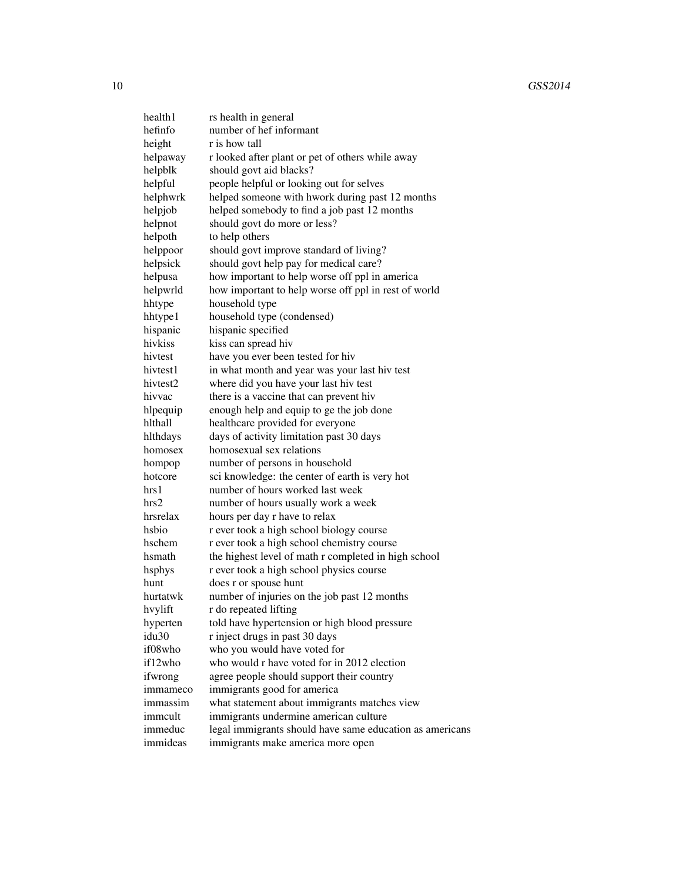| | |
|---|---|
| health1 | rs health in general |
| hefinfo | number of hef informant |
| height | r is how tall |
| helpaway | r looked after plant or pet of others while away |
| helpblk | should govt aid blacks? |
| helpful | people helpful or looking out for selves |
| helphwrk | helped someone with hwork during past 12 months |
| helpjob | helped somebody to find a job past 12 months |
| helpnot | should govt do more or less? |
| helpoth | to help others |
| helppoor | should govt improve standard of living? |
| helpsick | should govt help pay for medical care? |
| helpusa | how important to help worse off ppl in america |
| helpwrld | how important to help worse off ppl in rest of world |
| hhtype | household type |
| hhtype1 | household type (condensed) |
| hispanic | hispanic specified |
| hivkiss | kiss can spread hiv |
| hivtest | have you ever been tested for hiv |
| hivtest1 | in what month and year was your last hiv test |
| hivtest2 | where did you have your last hiv test |
| hivvac | there is a vaccine that can prevent hiv |
| hlpequip | enough help and equip to ge the job done |
| hlthall | healthcare provided for everyone |
| hlthdays | days of activity limitation past 30 days |
| homosex | homosexual sex relations |
| hompop | number of persons in household |
| hotcore | sci knowledge: the center of earth is very hot |
| hrs1 | number of hours worked last week |
| hrs2 | number of hours usually work a week |
| hrsrelax | hours per day r have to relax |
| hsbio | r ever took a high school biology course |
| hschem | r ever took a high school chemistry course |
| hsmath | the highest level of math r completed in high school |
| hsphys | r ever took a high school physics course |
| hunt | does r or spouse hunt |
| hurtatwk | number of injuries on the job past 12 months |
| hvylift | r do repeated lifting |
| hyperten | told have hypertension or high blood pressure |
| idu30 | r inject drugs in past 30 days |
| if08who | who you would have voted for |
| if12who | who would r have voted for in 2012 election |
| ifwrong | agree people should support their country |
| immameco | immigrants good for america |
| immassim | what statement about immigrants matches view |
| immcult | immigrants undermine american culture |
| immeduc | legal immigrants should have same education as americans |
| immideas | immigrants make america more open |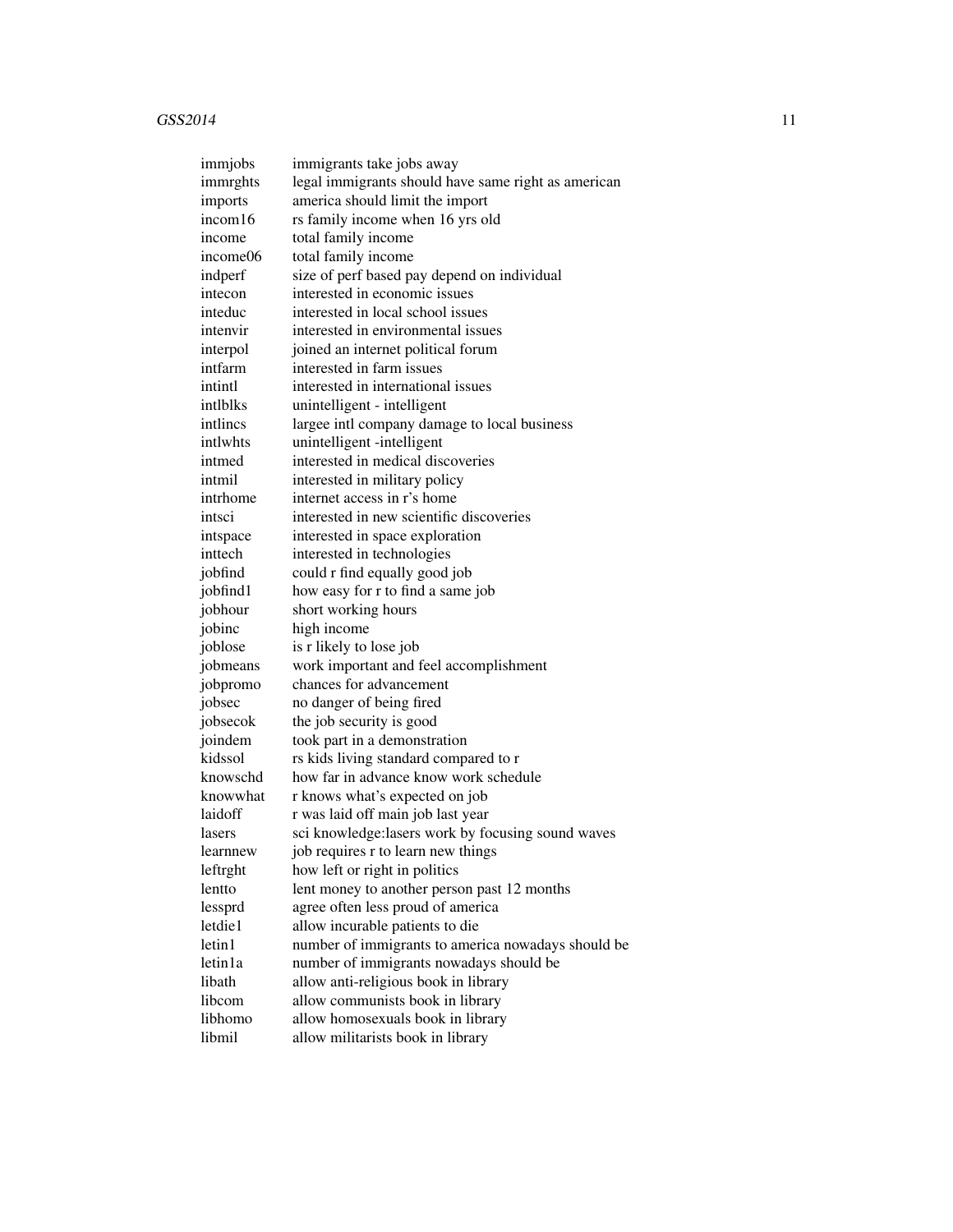| | |
|---|---|
| immjobs | immigrants take jobs away |
| immrghts | legal immigrants should have same right as american |
| imports | america should limit the import |
| incom16 | rs family income when 16 yrs old |
| income | total family income |
| income06 | total family income |
| indperf | size of perf based pay depend on individual |
| intecon | interested in economic issues |
| inteduc | interested in local school issues |
| intenvir | interested in environmental issues |
| interpol | joined an internet political forum |
| intfarm | interested in farm issues |
| intintl | interested in international issues |
| intlblks | unintelligent - intelligent |
| intlincs | largee intl company damage to local business |
| intlwhts | unintelligent -intelligent |
| intmed | interested in medical discoveries |
| intmil | interested in military policy |
| intrhome | internet access in r's home |
| intsci | interested in new scientific discoveries |
| intspace | interested in space exploration |
| inttech | interested in technologies |
| jobfind | could r find equally good job |
| jobfind1 | how easy for r to find a same job |
| jobhour | short working hours |
| jobinc | high income |
| joblose | is r likely to lose job |
| jobmeans | work important and feel accomplishment |
| jobpromo | chances for advancement |
| jobsec | no danger of being fired |
| jobsecok | the job security is good |
| joindem | took part in a demonstration |
| kidssol | rs kids living standard compared to r |
| knowschd | how far in advance know work schedule |
| knowwhat | r knows what's expected on job |
| laidoff | r was laid off main job last year |
| lasers | sci knowledge:lasers work by focusing sound waves |
| learnnew | job requires r to learn new things |
| leftrght | how left or right in politics |
| lentto | lent money to another person past 12 months |
| lessprd | agree often less proud of america |
| letdie1 | allow incurable patients to die |
| letin1 | number of immigrants to america nowadays should be |
| letin1a | number of immigrants nowadays should be |
| libath | allow anti-religious book in library |
| libcom | allow communists book in library |
| libhomo | allow homosexuals book in library |
| libmil | allow militarists book in library |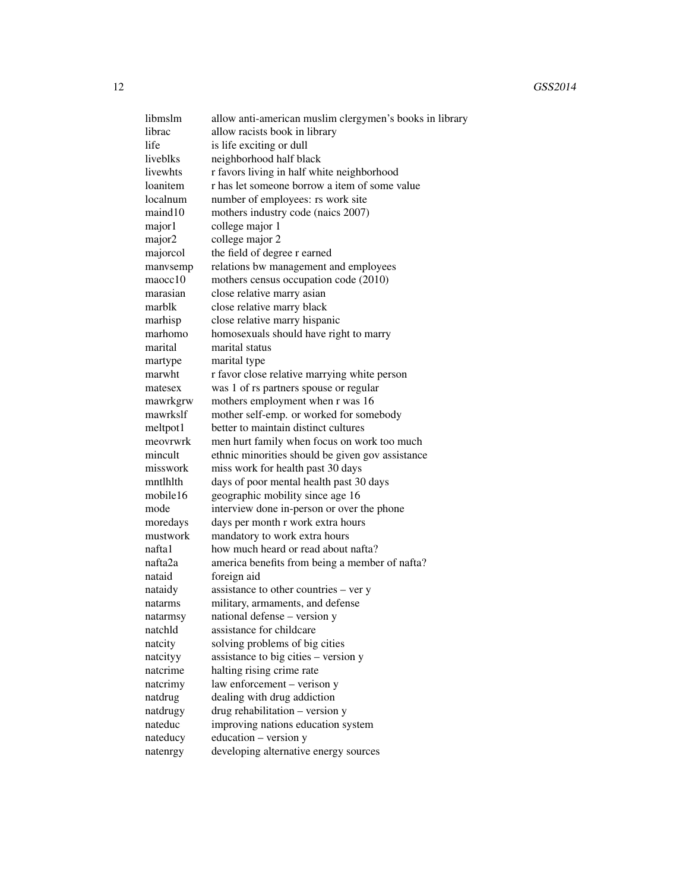| | |
|---|---|
| libmslm | allow anti-american muslim clergymen's books in library |
| librac | allow racists book in library |
| life | is life exciting or dull |
| liveblks | neighborhood half black |
| livewhts | r favors living in half white neighborhood |
| loanitem | r has let someone borrow a item of some value |
| localnum | number of employees: rs work site |
| maind10 | mothers industry code (naics 2007) |
| major1 | college major 1 |
| major2 | college major 2 |
| majorcol | the field of degree r earned |
| manvsemp | relations bw management and employees |
| maocc10 | mothers census occupation code (2010) |
| marasian | close relative marry asian |
| marblk | close relative marry black |
| marhisp | close relative marry hispanic |
| marhomo | homosexuals should have right to marry |
| marital | marital status |
| martype | marital type |
| marwht | r favor close relative marrying white person |
| matesex | was 1 of rs partners spouse or regular |
| mawrkgrw | mothers employment when r was 16 |
| mawrkslf | mother self-emp. or worked for somebody |
| meltpot1 | better to maintain distinct cultures |
| meovrwrk | men hurt family when focus on work too much |
| mincult | ethnic minorities should be given gov assistance |
| misswork | miss work for health past 30 days |
| mntlhlth | days of poor mental health past 30 days |
| mobile16 | geographic mobility since age 16 |
| mode | interview done in-person or over the phone |
| moredays | days per month r work extra hours |
| mustwork | mandatory to work extra hours |
| nafta1 | how much heard or read about nafta? |
| nafta2a | america benefits from being a member of nafta? |
| nataid | foreign aid |
| nataidy | assistance to other countries – ver y |
| natarms | military, armaments, and defense |
| natarmsy | national defense – version y |
| natchld | assistance for childcare |
| natcity | solving problems of big cities |
| natcityy | assistance to big cities – version y |
| natcrime | halting rising crime rate |
| natcrimy | law enforcement – verison y |
| natdrug | dealing with drug addiction |
| natdrugy | drug rehabilitation – version y |
| nateduc | improving nations education system |
| nateducy | education – version y |
| natenrgy | developing alternative energy sources |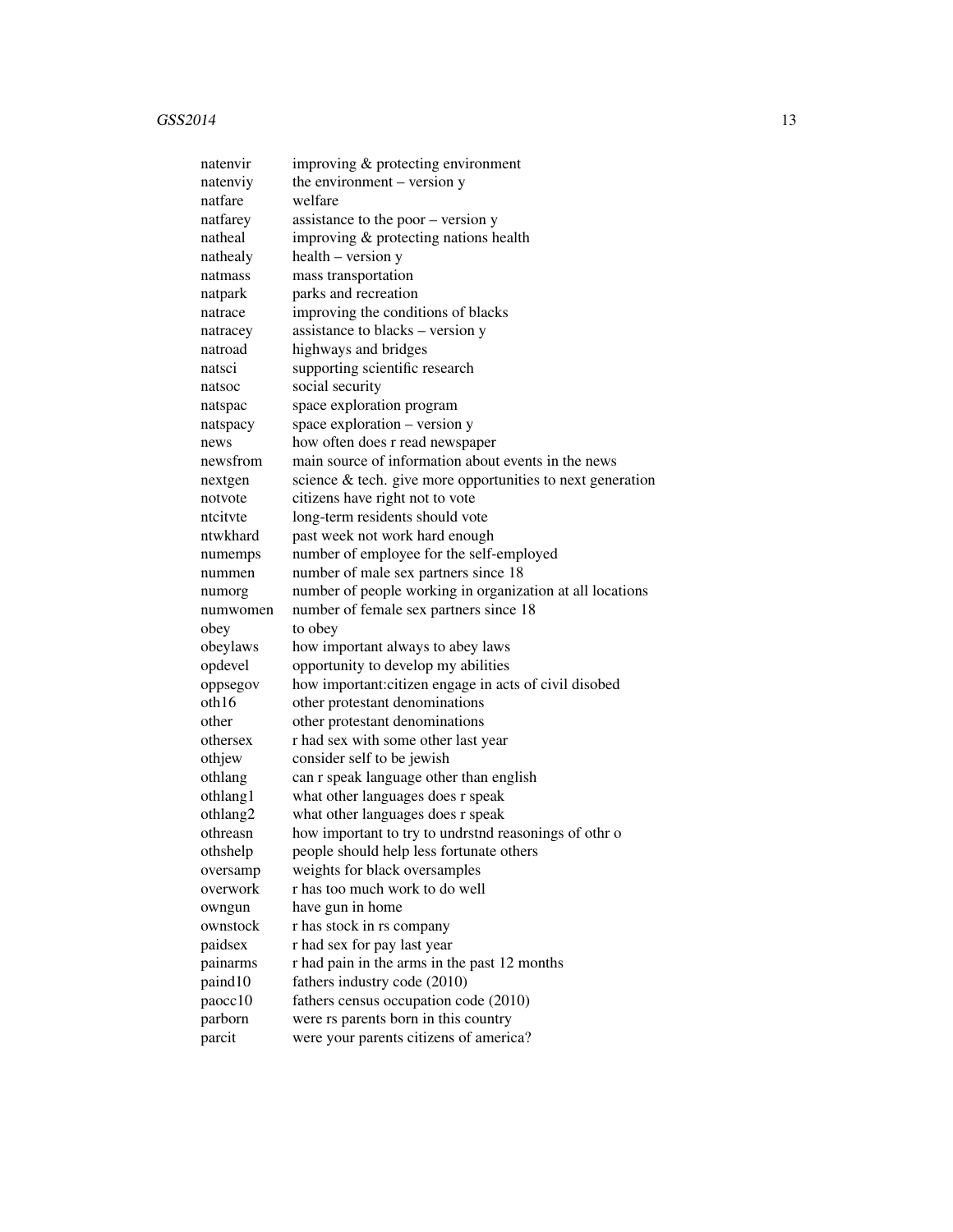| | |
|---|---|
| natenvir | improving & protecting environment |
| natenviy | the environment – version y |
| natfare | welfare |
| natfarey | assistance to the poor – version y |
| natheal | improving & protecting nations health |
| nathealy | health – version y |
| natmass | mass transportation |
| natpark | parks and recreation |
| natrace | improving the conditions of blacks |
| natracey | assistance to blacks – version y |
| natroad | highways and bridges |
| natsci | supporting scientific research |
| natsoc | social security |
| natspac | space exploration program |
| natspacy | space exploration – version y |
| news | how often does r read newspaper |
| newsfrom | main source of information about events in the news |
| nextgen | science & tech. give more opportunities to next generation |
| notvote | citizens have right not to vote |
| ntcitvte | long-term residents should vote |
| ntwkhard | past week not work hard enough |
| numemps | number of employee for the self-employed |
| nummen | number of male sex partners since 18 |
| numorg | number of people working in organization at all locations |
| numwomen | number of female sex partners since 18 |
| obey | to obey |
| obeylaws | how important always to abey laws |
| opdevel | opportunity to develop my abilities |
| oppsegov | how important:citizen engage in acts of civil disobed |
| oth16 | other protestant denominations |
| other | other protestant denominations |
| othersex | r had sex with some other last year |
| othjew | consider self to be jewish |
| othlang | can r speak language other than english |
| othlang1 | what other languages does r speak |
| othlang2 | what other languages does r speak |
| othreasn | how important to try to undrstnd reasonings of othr o |
| othshelp | people should help less fortunate others |
| oversamp | weights for black oversamples |
| overwork | r has too much work to do well |
| owngun | have gun in home |
| ownstock | r has stock in rs company |
| paidsex | r had sex for pay last year |
| painarms | r had pain in the arms in the past 12 months |
| paind10 | fathers industry code (2010) |
| paocc10 | fathers census occupation code (2010) |
| parborn | were rs parents born in this country |
| parcit | were your parents citizens of america? |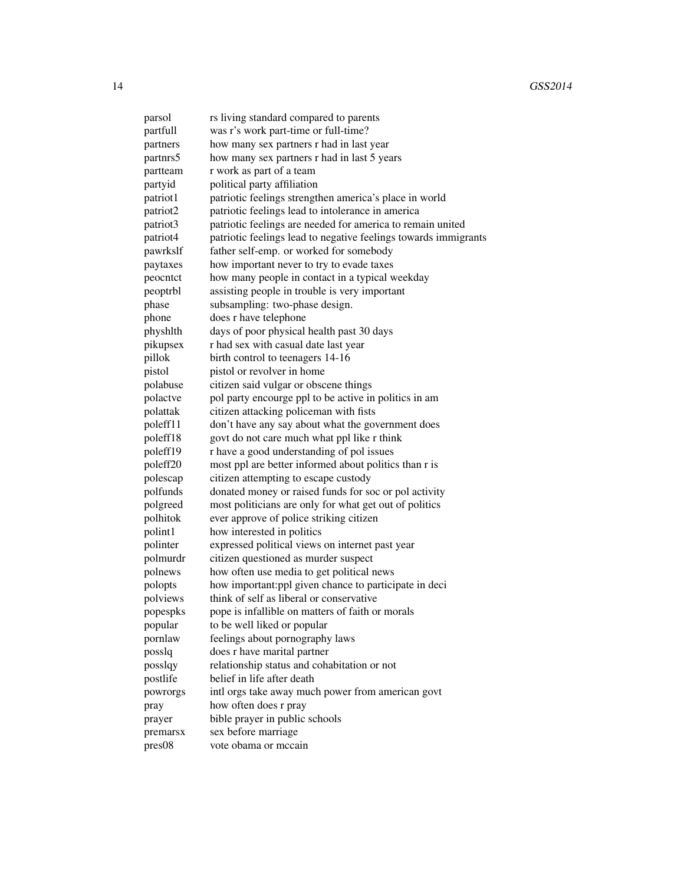| | |
|---|---|
| parsol | rs living standard compared to parents |
| partfull | was r's work part-time or full-time? |
| partners | how many sex partners r had in last year |
| partnrs5 | how many sex partners r had in last 5 years |
| partteam | r work as part of a team |
| partyid | political party affiliation |
| patriot1 | patriotic feelings strengthen america's place in world |
| patriot2 | patriotic feelings lead to intolerance in america |
| patriot3 | patriotic feelings are needed for america to remain united |
| patriot4 | patriotic feelings lead to negative feelings towards immigrants |
| pawrkslf | father self-emp. or worked for somebody |
| paytaxes | how important never to try to evade taxes |
| peocntct | how many people in contact in a typical weekday |
| peoptrbl | assisting people in trouble is very important |
| phase | subsampling: two-phase design. |
| phone | does r have telephone |
| physhlth | days of poor physical health past 30 days |
| pikupsex | r had sex with casual date last year |
| pillok | birth control to teenagers 14-16 |
| pistol | pistol or revolver in home |
| polabuse | citizen said vulgar or obscene things |
| polactve | pol party encourge ppl to be active in politics in am |
| polattak | citizen attacking policeman with fists |
| poleff11 | don't have any say about what the government does |
| poleff18 | govt do not care much what ppl like r think |
| poleff19 | r have a good understanding of pol issues |
| poleff20 | most ppl are better informed about politics than r is |
| polescap | citizen attempting to escape custody |
| polfunds | donated money or raised funds for soc or pol activity |
| polgreed | most politicians are only for what get out of politics |
| polhitok | ever approve of police striking citizen |
| polint1 | how interested in politics |
| polinter | expressed political views on internet past year |
| polmurdr | citizen questioned as murder suspect |
| polnews | how often use media to get political news |
| polopts | how important:ppl given chance to participate in deci |
| polviews | think of self as liberal or conservative |
| popespks | pope is infallible on matters of faith or morals |
| popular | to be well liked or popular |
| pornlaw | feelings about pornography laws |
| posslq | does r have marital partner |
| posslqy | relationship status and cohabitation or not |
| postlife | belief in life after death |
| powrorgs | intl orgs take away much power from american govt |
| pray | how often does r pray |
| prayer | bible prayer in public schools |
| premarsx | sex before marriage |
| pres08 | vote obama or mccain |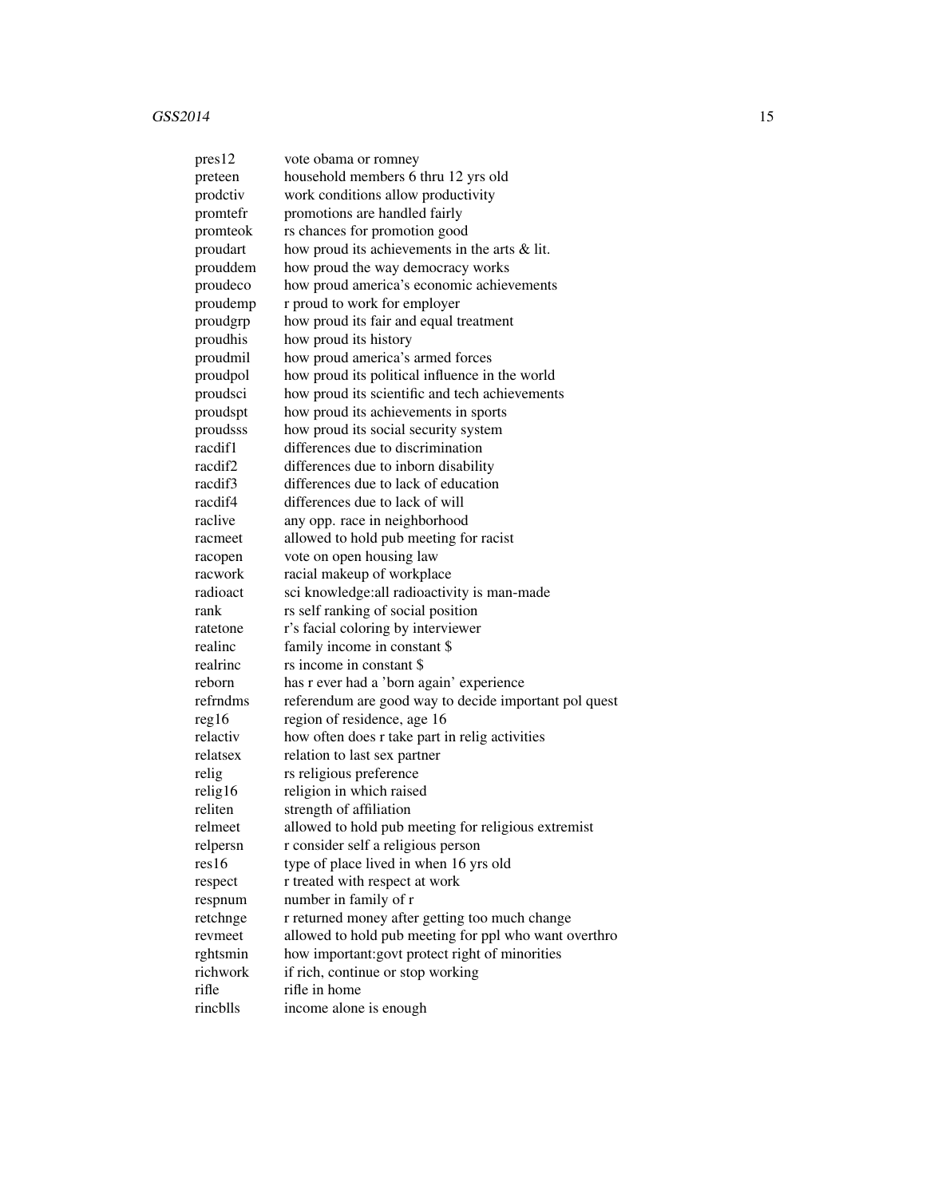| | |
|---|---|
| pres12 | vote obama or romney |
| preteen | household members 6 thru 12 yrs old |
| prodctiv | work conditions allow productivity |
| promtefr | promotions are handled fairly |
| promteok | rs chances for promotion good |
| proudart | how proud its achievements in the arts & lit. |
| prouddem | how proud the way democracy works |
| proudeco | how proud america's economic achievements |
| proudemp | r proud to work for employer |
| proudgrp | how proud its fair and equal treatment |
| proudhis | how proud its history |
| proudmil | how proud america's armed forces |
| proudpol | how proud its political influence in the world |
| proudsci | how proud its scientific and tech achievements |
| proudspt | how proud its achievements in sports |
| proudsss | how proud its social security system |
| racdif1 | differences due to discrimination |
| racdif2 | differences due to inborn disability |
| racdif3 | differences due to lack of education |
| racdif4 | differences due to lack of will |
| raclive | any opp. race in neighborhood |
| racmeet | allowed to hold pub meeting for racist |
| racopen | vote on open housing law |
| racwork | racial makeup of workplace |
| radioact | sci knowledge:all radioactivity is man-made |
| rank | rs self ranking of social position |
| ratetone | r's facial coloring by interviewer |
| realinc | family income in constant $ |
| realrinc | rs income in constant $ |
| reborn | has r ever had a 'born again' experience |
| refrndms | referendum are good way to decide important pol quest |
| reg16 | region of residence, age 16 |
| relactiv | how often does r take part in relig activities |
| relatsex | relation to last sex partner |
| relig | rs religious preference |
| relig16 | religion in which raised |
| reliten | strength of affiliation |
| relmeet | allowed to hold pub meeting for religious extremist |
| relpersn | r consider self a religious person |
| res16 | type of place lived in when 16 yrs old |
| respect | r treated with respect at work |
| respnum | number in family of r |
| retchnge | r returned money after getting too much change |
| revmeet | allowed to hold pub meeting for ppl who want overthro |
| rghtsmin | how important:govt protect right of minorities |
| richwork | if rich, continue or stop working |
| rifle | rifle in home |
| rincblls | income alone is enough |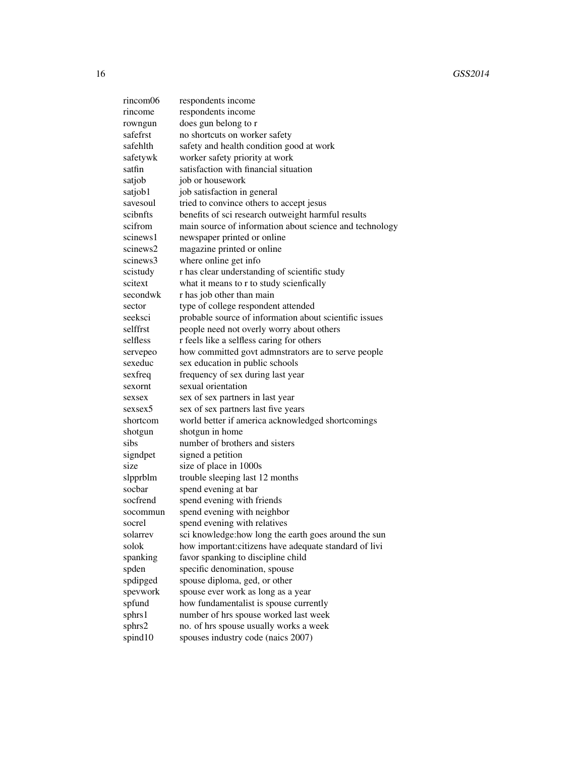| | |
|---|---|
| rincom06 | respondents income |
| rincome | respondents income |
| rowngun | does gun belong to r |
| safefrst | no shortcuts on worker safety |
| safehlth | safety and health condition good at work |
| safetywk | worker safety priority at work |
| satfin | satisfaction with financial situation |
| satjob | job or housework |
| satjob1 | job satisfaction in general |
| savesoul | tried to convince others to accept jesus |
| scibnfts | benefits of sci research outweight harmful results |
| scifrom | main source of information about science and technology |
| scinews1 | newspaper printed or online |
| scinews2 | magazine printed or online |
| scinews3 | where online get info |
| scistudy | r has clear understanding of scientific study |
| scitext | what it means to r to study scienfically |
| secondwk | r has job other than main |
| sector | type of college respondent attended |
| seeksci | probable source of information about scientific issues |
| selffrst | people need not overly worry about others |
| selfless | r feels like a selfless caring for others |
| servepeo | how committed govt admnstrators are to serve people |
| sexeduc | sex education in public schools |
| sexfreq | frequency of sex during last year |
| sexornt | sexual orientation |
| sexsex | sex of sex partners in last year |
| sexsex5 | sex of sex partners last five years |
| shortcom | world better if america acknowledged shortcomings |
| shotgun | shotgun in home |
| sibs | number of brothers and sisters |
| signdpet | signed a petition |
| size | size of place in 1000s |
| slpprblm | trouble sleeping last 12 months |
| socbar | spend evening at bar |
| socfrend | spend evening with friends |
| socommun | spend evening with neighbor |
| socrel | spend evening with relatives |
| solarrev | sci knowledge:how long the earth goes around the sun |
| solok | how important:citizens have adequate standard of livi |
| spanking | favor spanking to discipline child |
| spden | specific denomination, spouse |
| spdipged | spouse diploma, ged, or other |
| spevwork | spouse ever work as long as a year |
| spfund | how fundamentalist is spouse currently |
| sphrs1 | number of hrs spouse worked last week |
| sphrs2 | no. of hrs spouse usually works a week |
| spind10 | spouses industry code (naics 2007) |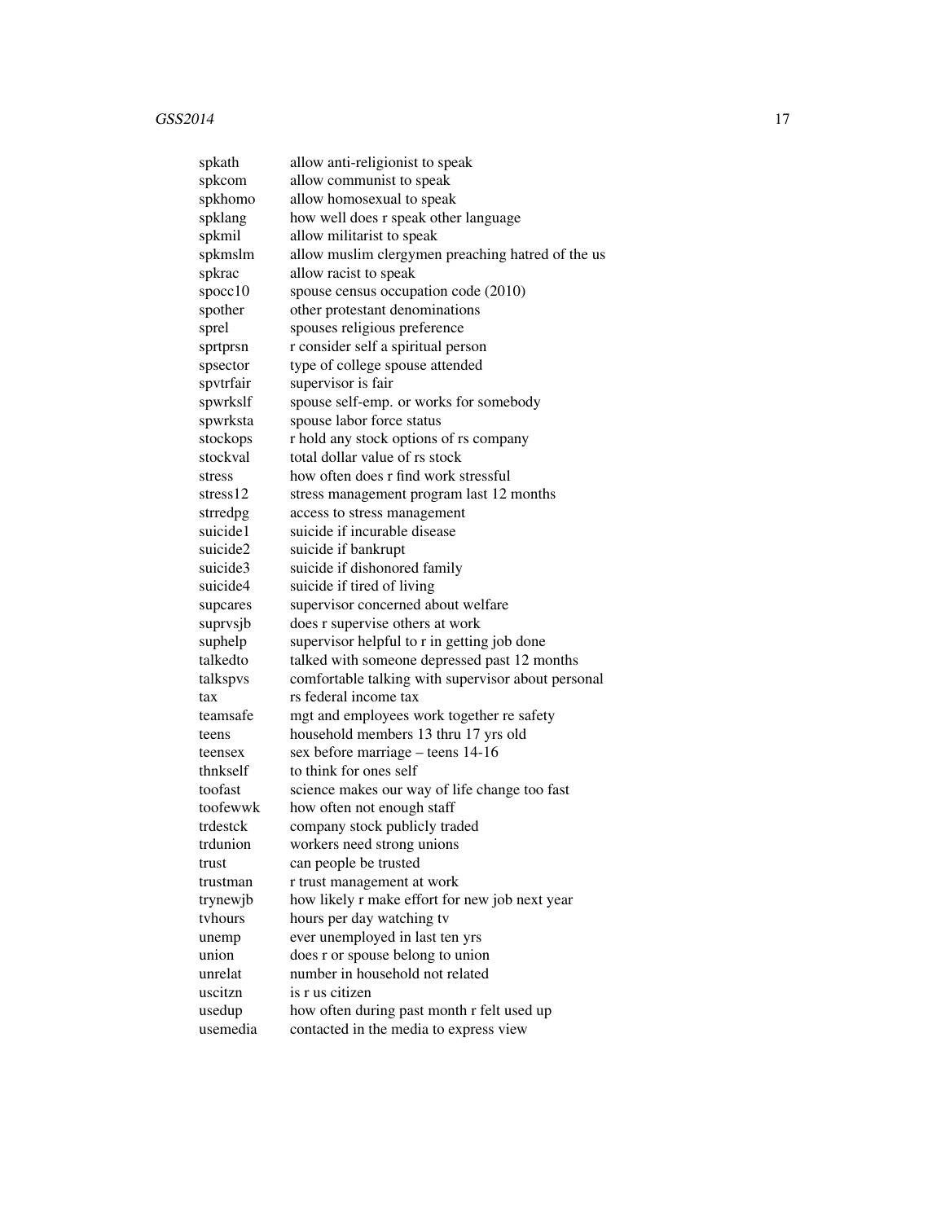| | |
|---|---|
| spkath | allow anti-religionist to speak |
| spkcom | allow communist to speak |
| spkhomo | allow homosexual to speak |
| spklang | how well does r speak other language |
| spkmil | allow militarist to speak |
| spkmslm | allow muslim clergymen preaching hatred of the us |
| spkrac | allow racist to speak |
| spocc10 | spouse census occupation code (2010) |
| spother | other protestant denominations |
| sprel | spouses religious preference |
| sprtprsn | r consider self a spiritual person |
| spsector | type of college spouse attended |
| spvtrfair | supervisor is fair |
| spwrkslf | spouse self-emp. or works for somebody |
| spwrksta | spouse labor force status |
| stockops | r hold any stock options of rs company |
| stockval | total dollar value of rs stock |
| stress | how often does r find work stressful |
| stress12 | stress management program last 12 months |
| strredpg | access to stress management |
| suicide1 | suicide if incurable disease |
| suicide2 | suicide if bankrupt |
| suicide3 | suicide if dishonored family |
| suicide4 | suicide if tired of living |
| supcares | supervisor concerned about welfare |
| suprvsjb | does r supervise others at work |
| suphelp | supervisor helpful to r in getting job done |
| talkedto | talked with someone depressed past 12 months |
| talkspvs | comfortable talking with supervisor about personal |
| tax | rs federal income tax |
| teamsafe | mgt and employees work together re safety |
| teens | household members 13 thru 17 yrs old |
| teensex | sex before marriage – teens 14-16 |
| thnkself | to think for ones self |
| toofast | science makes our way of life change too fast |
| toofewwk | how often not enough staff |
| trdestck | company stock publicly traded |
| trdunion | workers need strong unions |
| trust | can people be trusted |
| trustman | r trust management at work |
| trynewjb | how likely r make effort for new job next year |
| tvhours | hours per day watching tv |
| unemp | ever unemployed in last ten yrs |
| union | does r or spouse belong to union |
| unrelat | number in household not related |
| uscitzn | is r us citizen |
| usedup | how often during past month r felt used up |
| usemedia | contacted in the media to express view |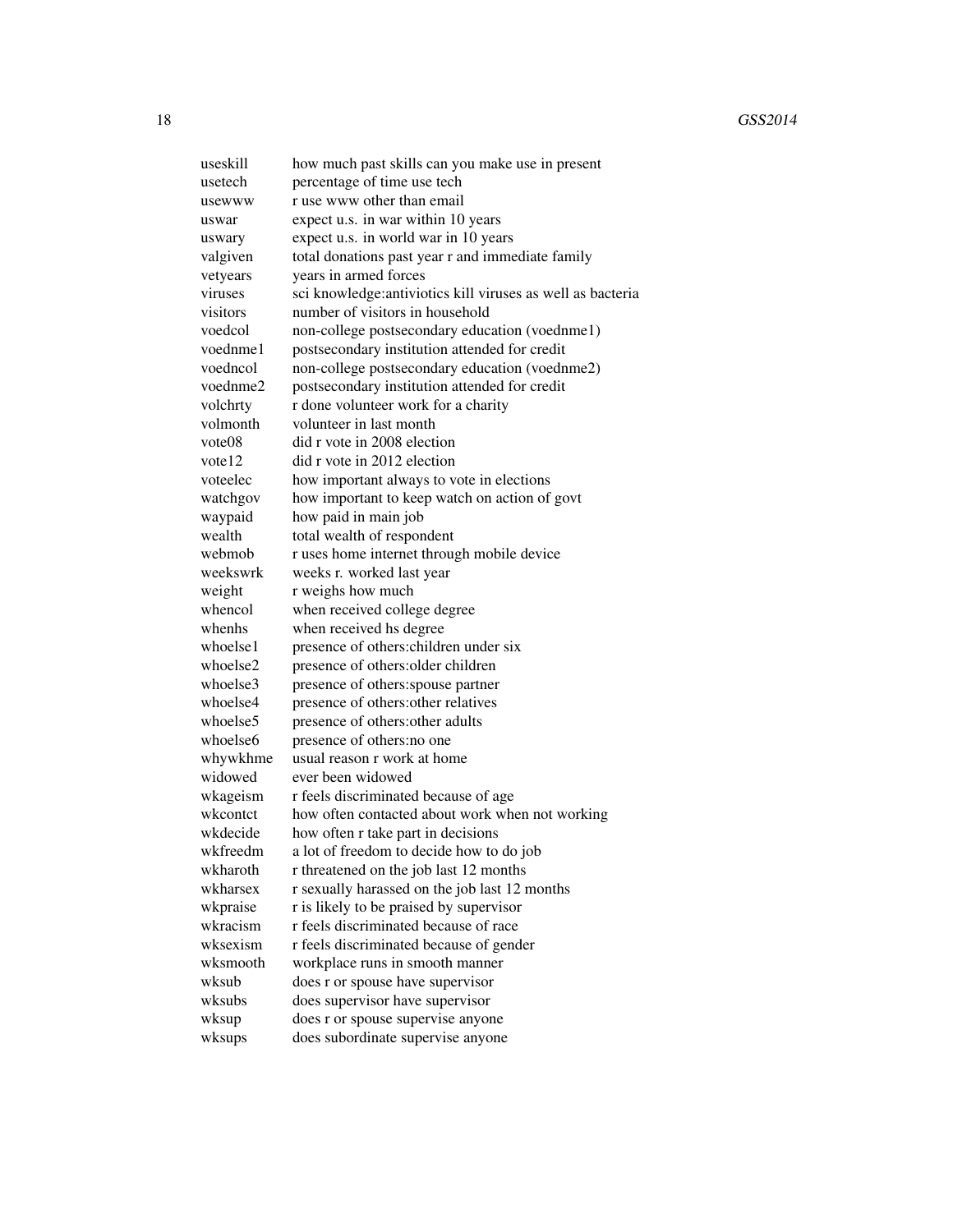| | |
|---|---|
| useskill | how much past skills can you make use in present |
| usetech | percentage of time use tech |
| usewww | r use www other than email |
| uswar | expect u.s. in war within 10 years |
| uswary | expect u.s. in world war in 10 years |
| valgiven | total donations past year r and immediate family |
| vetyears | years in armed forces |
| viruses | sci knowledge:antiviotics kill viruses as well as bacteria |
| visitors | number of visitors in household |
| voedcol | non-college postsecondary education (voednme1) |
| voednme1 | postsecondary institution attended for credit |
| voedncol | non-college postsecondary education (voednme2) |
| voednme2 | postsecondary institution attended for credit |
| volchrty | r done volunteer work for a charity |
| volmonth | volunteer in last month |
| vote08 | did r vote in 2008 election |
| vote12 | did r vote in 2012 election |
| voteelec | how important always to vote in elections |
| watchgov | how important to keep watch on action of govt |
| waypaid | how paid in main job |
| wealth | total wealth of respondent |
| webmob | r uses home internet through mobile device |
| weekswrk | weeks r. worked last year |
| weight | r weighs how much |
| whencol | when received college degree |
| whenhs | when received hs degree |
| whoelse1 | presence of others:children under six |
| whoelse2 | presence of others:older children |
| whoelse3 | presence of others:spouse partner |
| whoelse4 | presence of others:other relatives |
| whoelse5 | presence of others:other adults |
| whoelse6 | presence of others:no one |
| whywkhme | usual reason r work at home |
| widowed | ever been widowed |
| wkageism | r feels discriminated because of age |
| wkcontct | how often contacted about work when not working |
| wkdecide | how often r take part in decisions |
| wkfreedm | a lot of freedom to decide how to do job |
| wkharoth | r threatened on the job last 12 months |
| wkharsex | r sexually harassed on the job last 12 months |
| wkpraise | r is likely to be praised by supervisor |
| wkracism | r feels discriminated because of race |
| wksexism | r feels discriminated because of gender |
| wksmooth | workplace runs in smooth manner |
| wksub | does r or spouse have supervisor |
| wksubs | does supervisor have supervisor |
| wksup | does r or spouse supervise anyone |
| wksups | does subordinate supervise anyone |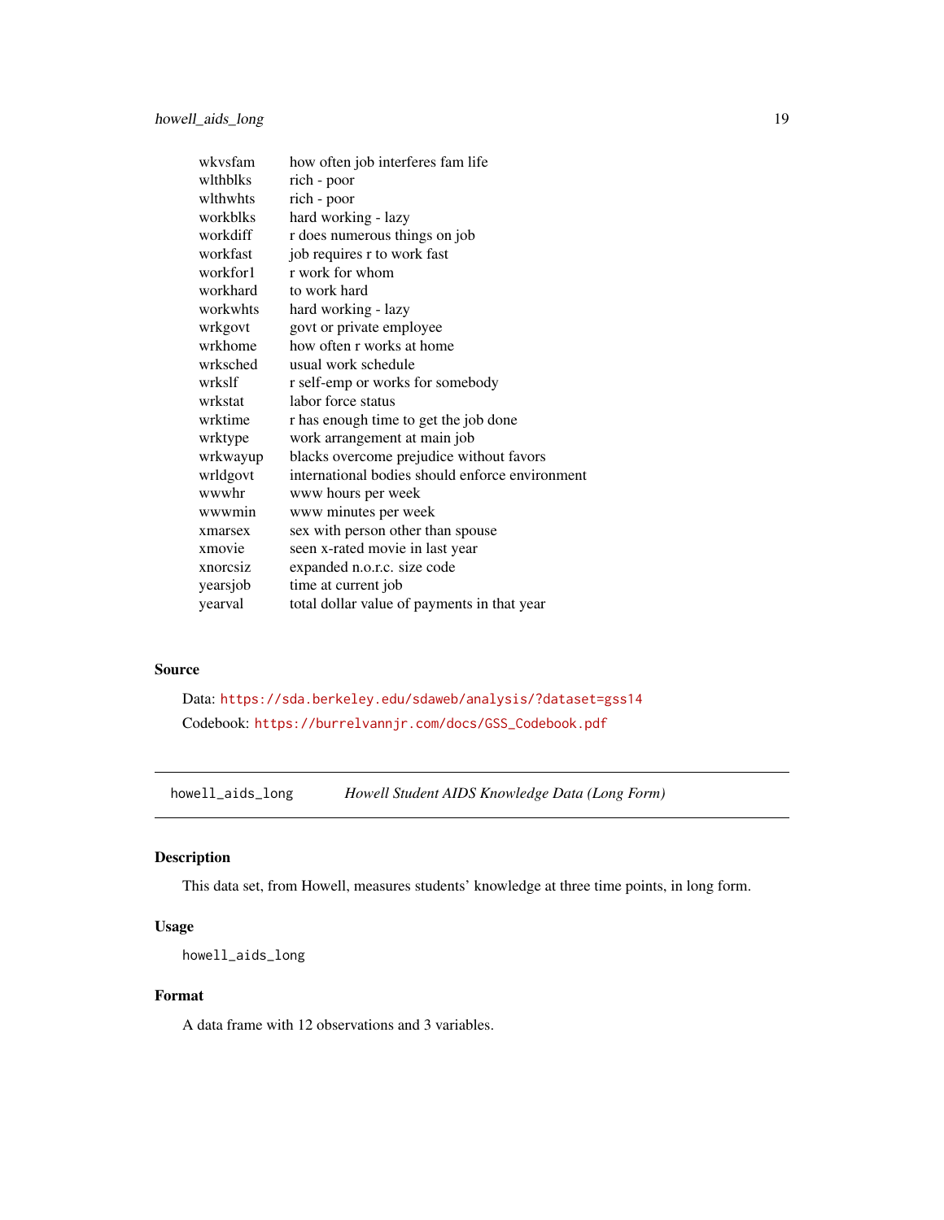| | |
|---|---|
| wkvsfam | how often job interferes fam life |
| wlthblks | rich - poor |
| wlthwhts | rich - poor |
| workblks | hard working - lazy |
| workdiff | r does numerous things on job |
| workfast | job requires r to work fast |
| workfor1 | r work for whom |
| workhard | to work hard |
| workwhts | hard working - lazy |
| wrkgovt | govt or private employee |
| wrkhome | how often r works at home |
| wrksched | usual work schedule |
| wrkslf | r self-emp or works for somebody |
| wrkstat | labor force status |
| wrktime | r has enough time to get the job done |
| wrktype | work arrangement at main job |
| wrkwayup | blacks overcome prejudice without favors |
| wrldgovt | international bodies should enforce environment |
| wwwhr | www hours per week |
| wwwmin | www minutes per week |
| xmarsex | sex with person other than spouse |
| xmovie | seen x-rated movie in last year |
| xnorcsiz | expanded n.o.r.c. size code |
| yearsjob | time at current job |
| yearval | total dollar value of payments in that year |

### Source

Data: https://sda.berkeley.edu/sdaweb/analysis/?dataset=gss14

Codebook: https://burrelvannjr.com/docs/GSS_Codebook.pdf

---

## howell_aids_long    *Howell Student AIDS Knowledge Data (Long Form)*

### Description

This data set, from Howell, measures students' knowledge at three time points, in long form.

### Usage

```
howell_aids_long
```

### Format

A data frame with 12 observations and 3 variables.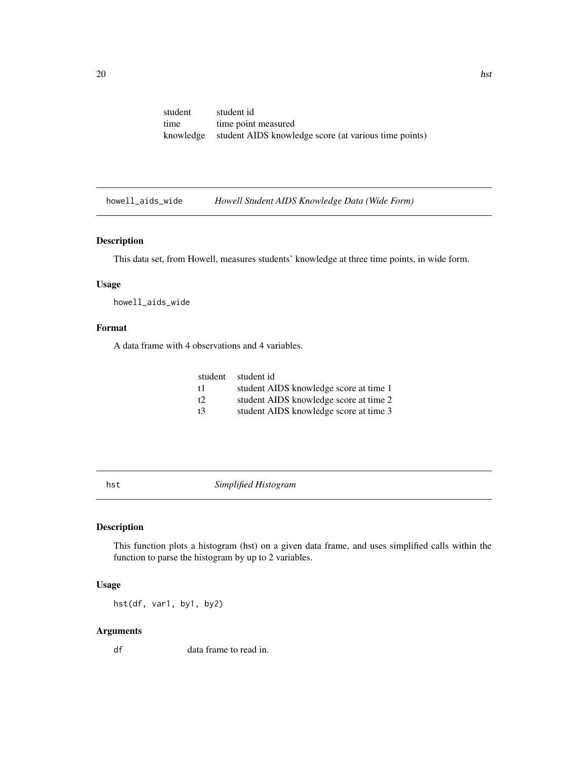| | |
|---|---|
| student | student id |
| time | time point measured |
| knowledge | student AIDS knowledge score (at various time points) |

## howell_aids_wide — *Howell Student AIDS Knowledge Data (Wide Form)*

### Description

This data set, from Howell, measures students' knowledge at three time points, in wide form.

### Usage

```
howell_aids_wide
```

### Format

A data frame with 4 observations and 4 variables.

| | |
|---|---|
| student | student id |
| t1 | student AIDS knowledge score at time 1 |
| t2 | student AIDS knowledge score at time 2 |
| t3 | student AIDS knowledge score at time 3 |

## hst — *Simplified Histogram*

### Description

This function plots a histogram (hst) on a given data frame, and uses simplified calls within the function to parse the histogram by up to 2 variables.

### Usage

```
hst(df, var1, by1, by2)
```

### Arguments

| | |
|---|---|
| df | data frame to read in. |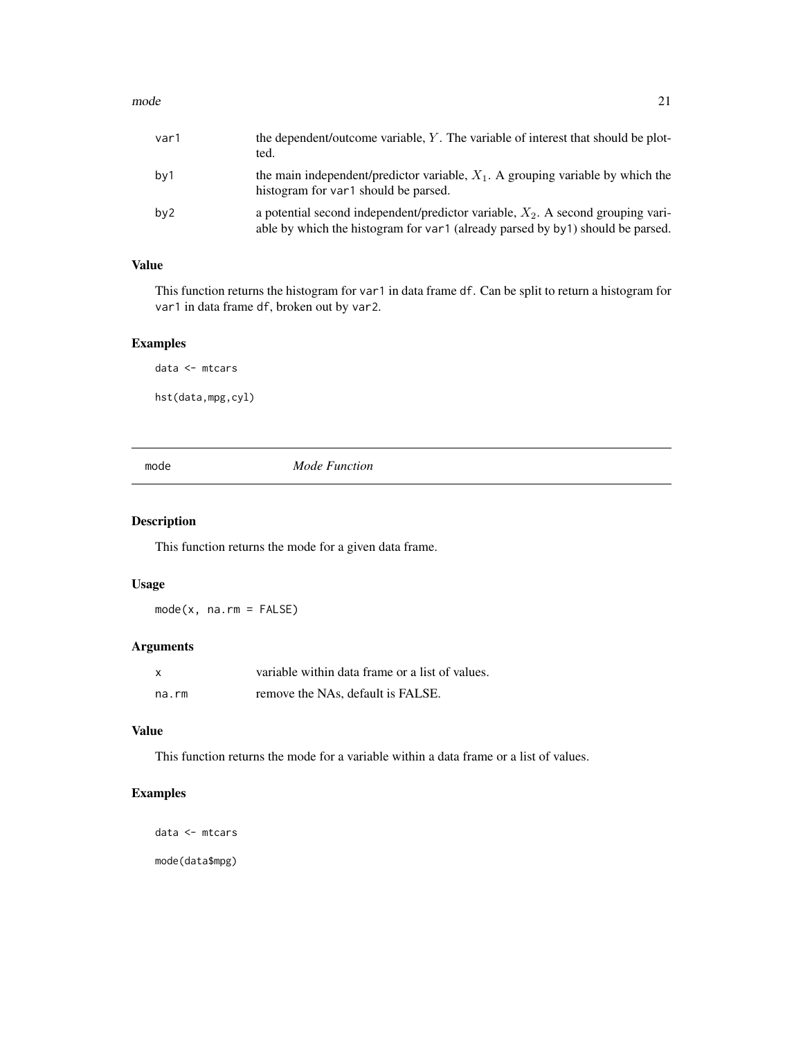| | |
|---|---|
| var1 | the dependent/outcome variable, $Y$. The variable of interest that should be plotted. |
| by1 | the main independent/predictor variable, $X_1$. A grouping variable by which the histogram for var1 should be parsed. |
| by2 | a potential second independent/predictor variable, $X_2$. A second grouping variable by which the histogram for var1 (already parsed by by1) should be parsed. |

### Value

This function returns the histogram for var1 in data frame df. Can be split to return a histogram for var1 in data frame df, broken out by var2.

### Examples

```
data <- mtcars

hst(data,mpg,cyl)
```

---

## mode *Mode Function*

---

### Description

This function returns the mode for a given data frame.

### Usage

```
mode(x, na.rm = FALSE)
```

### Arguments

| | |
|---|---|
| x | variable within data frame or a list of values. |
| na.rm | remove the NAs, default is FALSE. |

### Value

This function returns the mode for a variable within a data frame or a list of values.

### Examples

```
data <- mtcars

mode(data$mpg)
```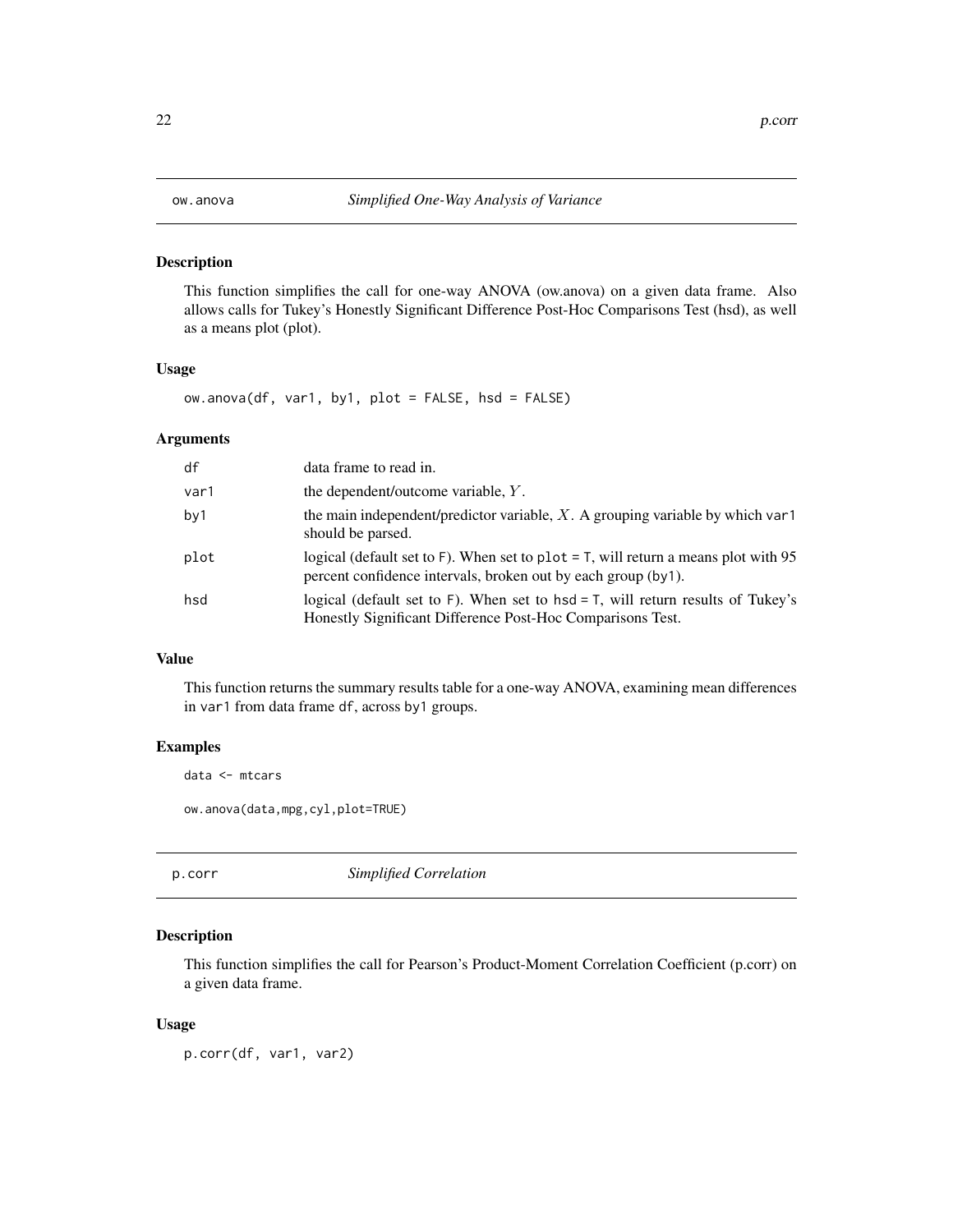## ow.anova *Simplified One-Way Analysis of Variance*

### Description

This function simplifies the call for one-way ANOVA (ow.anova) on a given data frame. Also allows calls for Tukey's Honestly Significant Difference Post-Hoc Comparisons Test (hsd), as well as a means plot (plot).

### Usage

```
ow.anova(df, var1, by1, plot = FALSE, hsd = FALSE)
```

### Arguments

| | |
|---|---|
| df | data frame to read in. |
| var1 | the dependent/outcome variable, $Y$. |
| by1 | the main independent/predictor variable, $X$. A grouping variable by which var1 should be parsed. |
| plot | logical (default set to F). When set to plot = T, will return a means plot with 95 percent confidence intervals, broken out by each group (by1). |
| hsd | logical (default set to F). When set to hsd = T, will return results of Tukey's Honestly Significant Difference Post-Hoc Comparisons Test. |

### Value

This function returns the summary results table for a one-way ANOVA, examining mean differences in var1 from data frame df, across by1 groups.

### Examples

```
data <- mtcars

ow.anova(data,mpg,cyl,plot=TRUE)
```

## p.corr *Simplified Correlation*

### Description

This function simplifies the call for Pearson's Product-Moment Correlation Coefficient (p.corr) on a given data frame.

### Usage

```
p.corr(df, var1, var2)
```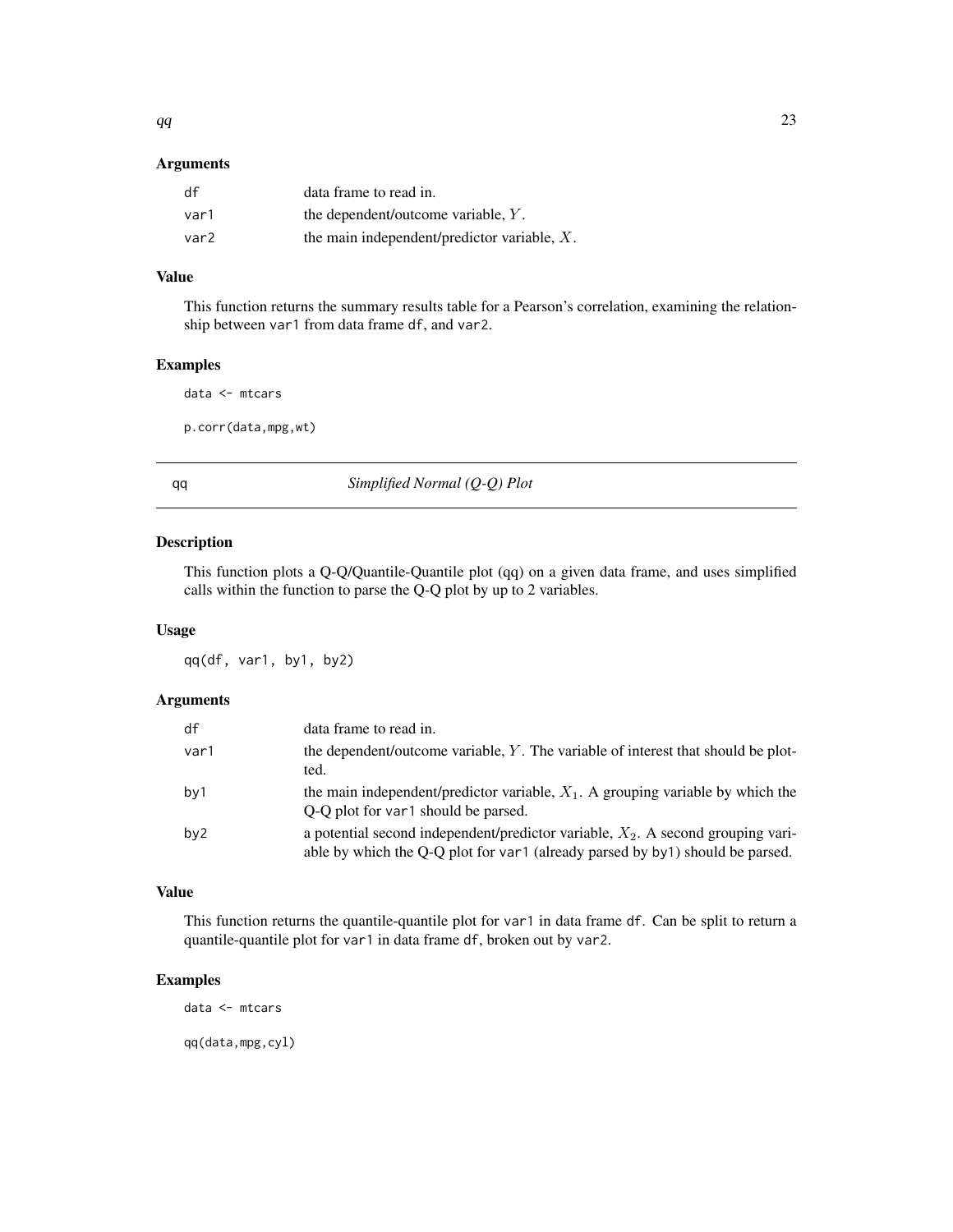### Arguments

| | |
|---|---|
| df | data frame to read in. |
| var1 | the dependent/outcome variable, $Y$. |
| var2 | the main independent/predictor variable, $X$. |

### Value

This function returns the summary results table for a Pearson's correlation, examining the relationship between var1 from data frame df, and var2.

### Examples

```
data <- mtcars

p.corr(data,mpg,wt)
```

---

## qq — *Simplified Normal (Q-Q) Plot*

---

### Description

This function plots a Q-Q/Quantile-Quantile plot (qq) on a given data frame, and uses simplified calls within the function to parse the Q-Q plot by up to 2 variables.

### Usage

```
qq(df, var1, by1, by2)
```

### Arguments

| | |
|---|---|
| df | data frame to read in. |
| var1 | the dependent/outcome variable, $Y$. The variable of interest that should be plotted. |
| by1 | the main independent/predictor variable, $X_1$. A grouping variable by which the Q-Q plot for var1 should be parsed. |
| by2 | a potential second independent/predictor variable, $X_2$. A second grouping variable by which the Q-Q plot for var1 (already parsed by by1) should be parsed. |

### Value

This function returns the quantile-quantile plot for var1 in data frame df. Can be split to return a quantile-quantile plot for var1 in data frame df, broken out by var2.

### Examples

```
data <- mtcars

qq(data,mpg,cyl)
```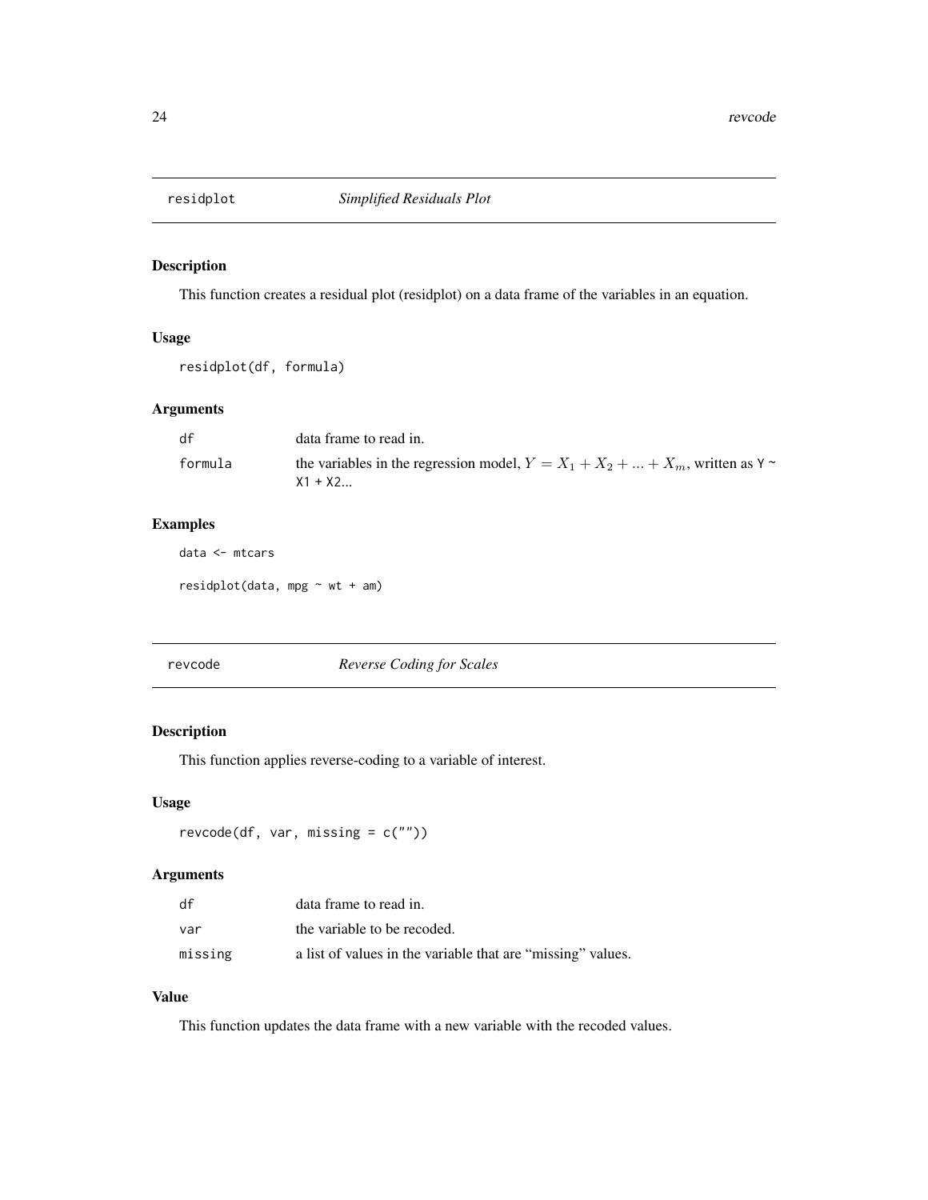## residplot — *Simplified Residuals Plot*

### Description

This function creates a residual plot (residplot) on a data frame of the variables in an equation.

### Usage

```
residplot(df, formula)
```

### Arguments

| | |
|---|---|
| `df` | data frame to read in. |
| `formula` | the variables in the regression model, $Y = X_1 + X_2 + ... + X_m$, written as `Y ~ X1 + X2...` |

### Examples

```
data <- mtcars

residplot(data, mpg ~ wt + am)
```

## revcode — *Reverse Coding for Scales*

### Description

This function applies reverse-coding to a variable of interest.

### Usage

```
revcode(df, var, missing = c(""))
```

### Arguments

| | |
|---|---|
| `df` | data frame to read in. |
| `var` | the variable to be recoded. |
| `missing` | a list of values in the variable that are "missing" values. |

### Value

This function updates the data frame with a new variable with the recoded values.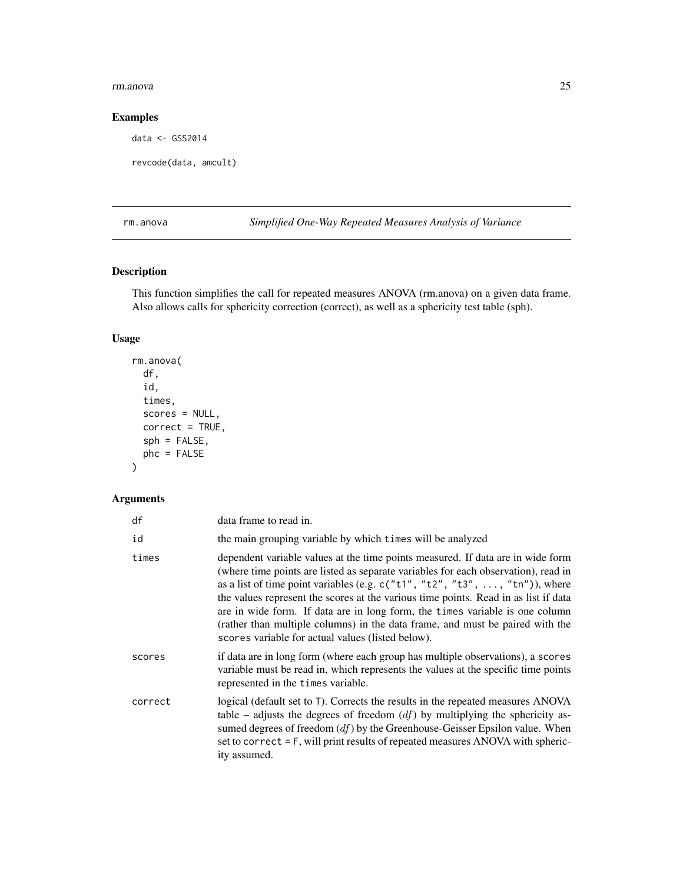## Examples

```
data <- GSS2014

revcode(data, amcult)
```

---

## rm.anova — *Simplified One-Way Repeated Measures Analysis of Variance*

---

### Description

This function simplifies the call for repeated measures ANOVA (rm.anova) on a given data frame. Also allows calls for sphericity correction (correct), as well as a sphericity test table (sph).

### Usage

```
rm.anova(
  df,
  id,
  times,
  scores = NULL,
  correct = TRUE,
  sph = FALSE,
  phc = FALSE
)
```

### Arguments

| | |
|---|---|
| df | data frame to read in. |
| id | the main grouping variable by which `times` will be analyzed |
| times | dependent variable values at the time points measured. If data are in wide form (where time points are listed as separate variables for each observation), read in as a list of time point variables (e.g. `c("t1", "t2", "t3", ..., "tn")`), where the values represent the scores at the various time points. Read in as list if data are in wide form. If data are in long form, the `times` variable is one column (rather than multiple columns) in the data frame, and must be paired with the `scores` variable for actual values (listed below). |
| scores | if data are in long form (where each group has multiple observations), a `scores` variable must be read in, which represents the values at the specific time points represented in the `times` variable. |
| correct | logical (default set to T). Corrects the results in the repeated measures ANOVA table – adjusts the degrees of freedom (*df*) by multiplying the sphericity assumed degrees of freedom (*df*) by the Greenhouse-Geisser Epsilon value. When set to `correct = F`, will print results of repeated measures ANOVA with sphericity assumed. |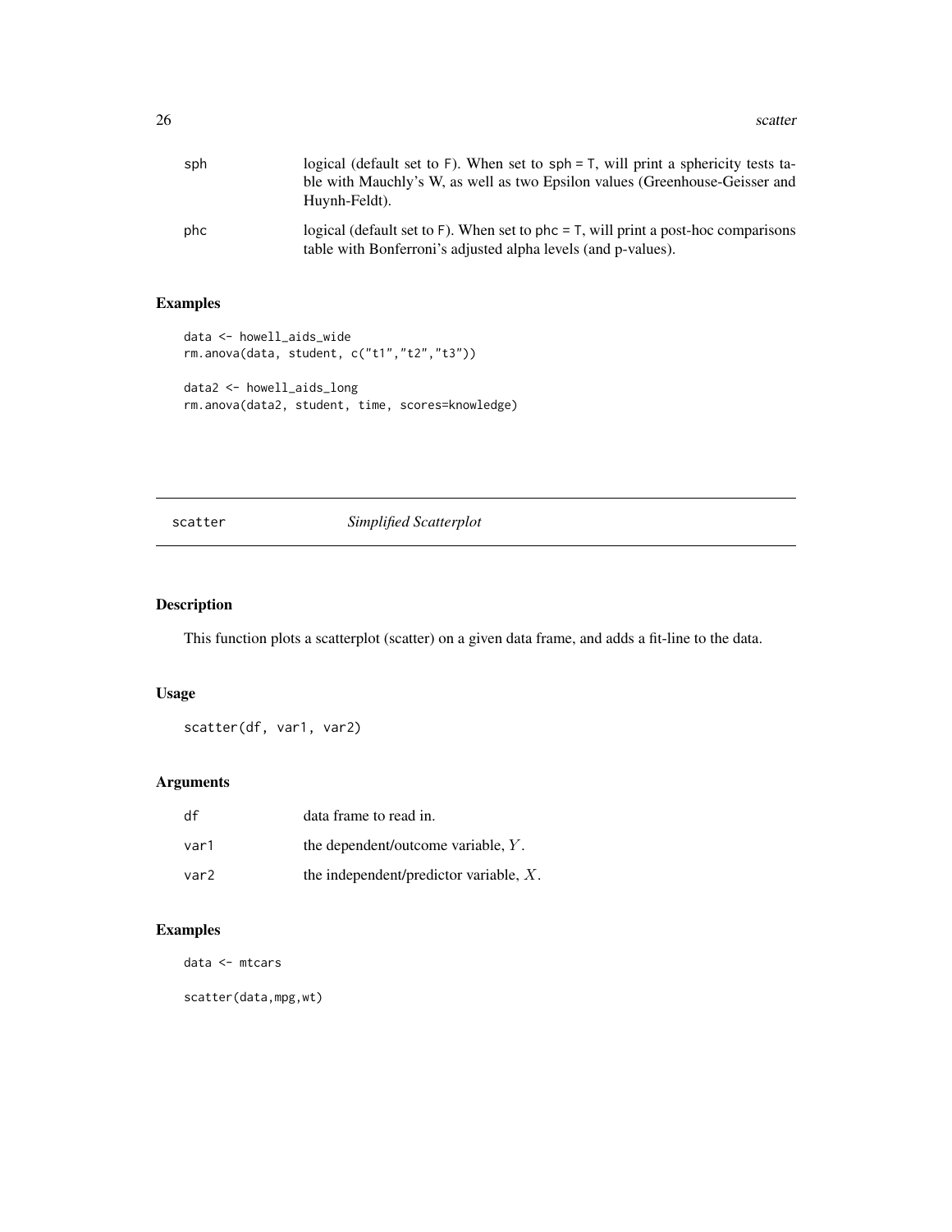| | |
|---|---|
| sph | logical (default set to F). When set to sph = T, will print a sphericity tests table with Mauchly's W, as well as two Epsilon values (Greenhouse-Geisser and Huynh-Feldt). |
| phc | logical (default set to F). When set to phc = T, will print a post-hoc comparisons table with Bonferroni's adjusted alpha levels (and p-values). |

## Examples

```
data <- howell_aids_wide
rm.anova(data, student, c("t1","t2","t3"))

data2 <- howell_aids_long
rm.anova(data2, student, time, scores=knowledge)
```

---

# scatter — *Simplified Scatterplot*

---

## Description

This function plots a scatterplot (scatter) on a given data frame, and adds a fit-line to the data.

## Usage

```
scatter(df, var1, var2)
```

## Arguments

| | |
|---|---|
| df | data frame to read in. |
| var1 | the dependent/outcome variable, $Y$. |
| var2 | the independent/predictor variable, $X$. |

## Examples

```
data <- mtcars

scatter(data,mpg,wt)
```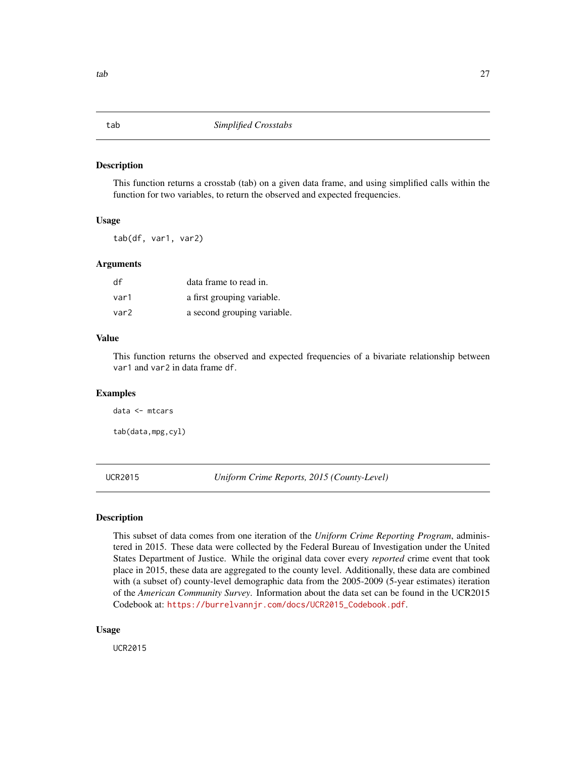## tab — *Simplified Crosstabs*

### Description

This function returns a crosstab (tab) on a given data frame, and using simplified calls within the function for two variables, to return the observed and expected frequencies.

### Usage

```
tab(df, var1, var2)
```

### Arguments

| | |
|---|---|
| `df` | data frame to read in. |
| `var1` | a first grouping variable. |
| `var2` | a second grouping variable. |

### Value

This function returns the observed and expected frequencies of a bivariate relationship between `var1` and `var2` in data frame `df`.

### Examples

```
data <- mtcars

tab(data,mpg,cyl)
```

## UCR2015 — *Uniform Crime Reports, 2015 (County-Level)*

### Description

This subset of data comes from one iteration of the *Uniform Crime Reporting Program*, administered in 2015. These data were collected by the Federal Bureau of Investigation under the United States Department of Justice. While the original data cover every *reported* crime event that took place in 2015, these data are aggregated to the county level. Additionally, these data are combined with (a subset of) county-level demographic data from the 2005-2009 (5-year estimates) iteration of the *American Community Survey*. Information about the data set can be found in the UCR2015 Codebook at: `https://burrelvannjr.com/docs/UCR2015_Codebook.pdf`.

### Usage

```
UCR2015
```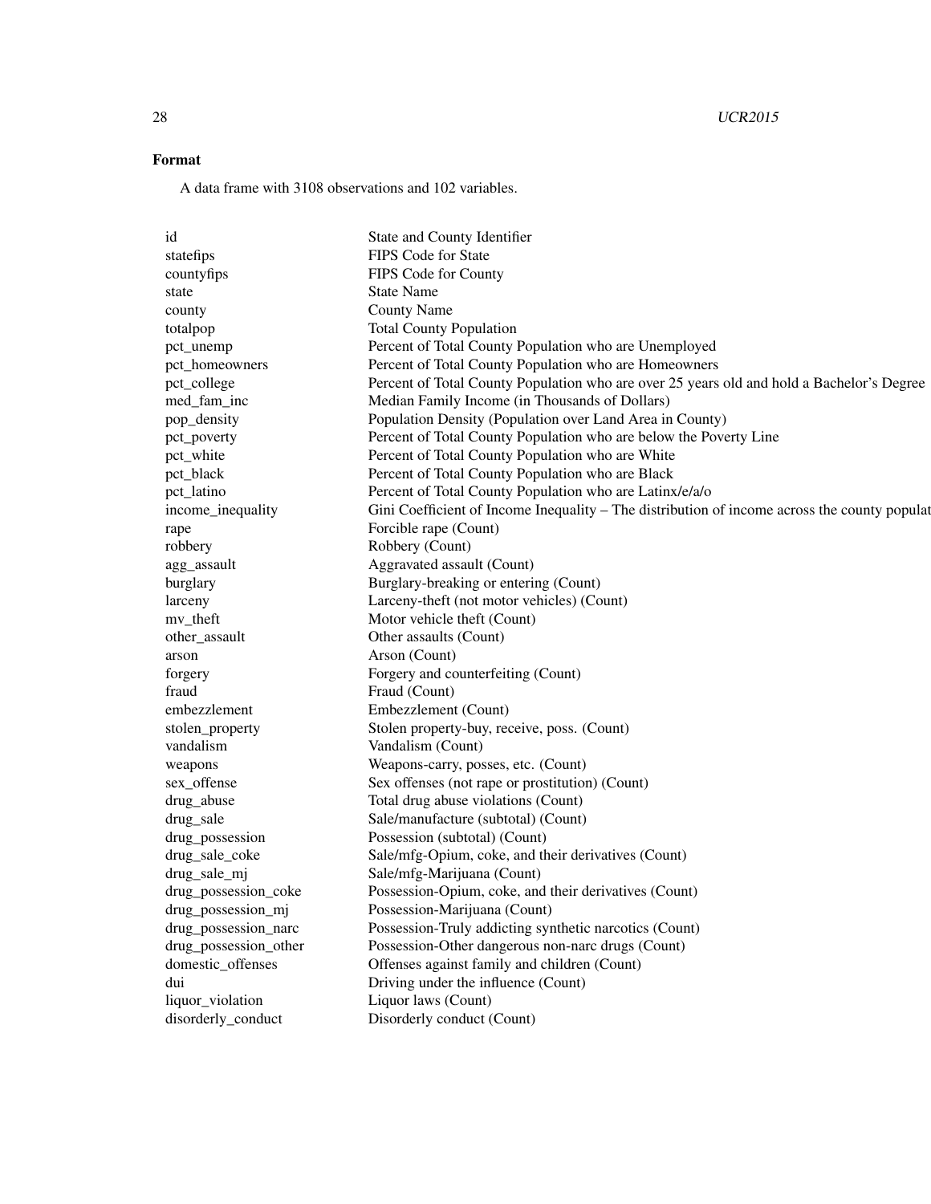### Format

A data frame with 3108 observations and 102 variables.

| | |
|---|---|
| id | State and County Identifier |
| statefips | FIPS Code for State |
| countyfips | FIPS Code for County |
| state | State Name |
| county | County Name |
| totalpop | Total County Population |
| pct_unemp | Percent of Total County Population who are Unemployed |
| pct_homeowners | Percent of Total County Population who are Homeowners |
| pct_college | Percent of Total County Population who are over 25 years old and hold a Bachelor's Degree |
| med_fam_inc | Median Family Income (in Thousands of Dollars) |
| pop_density | Population Density (Population over Land Area in County) |
| pct_poverty | Percent of Total County Population who are below the Poverty Line |
| pct_white | Percent of Total County Population who are White |
| pct_black | Percent of Total County Population who are Black |
| pct_latino | Percent of Total County Population who are Latinx/e/a/o |
| income_inequality | Gini Coefficient of Income Inequality – The distribution of income across the county populat |
| rape | Forcible rape (Count) |
| robbery | Robbery (Count) |
| agg_assault | Aggravated assault (Count) |
| burglary | Burglary-breaking or entering (Count) |
| larceny | Larceny-theft (not motor vehicles) (Count) |
| mv_theft | Motor vehicle theft (Count) |
| other_assault | Other assaults (Count) |
| arson | Arson (Count) |
| forgery | Forgery and counterfeiting (Count) |
| fraud | Fraud (Count) |
| embezzlement | Embezzlement (Count) |
| stolen_property | Stolen property-buy, receive, poss. (Count) |
| vandalism | Vandalism (Count) |
| weapons | Weapons-carry, posses, etc. (Count) |
| sex_offense | Sex offenses (not rape or prostitution) (Count) |
| drug_abuse | Total drug abuse violations (Count) |
| drug_sale | Sale/manufacture (subtotal) (Count) |
| drug_possession | Possession (subtotal) (Count) |
| drug_sale_coke | Sale/mfg-Opium, coke, and their derivatives (Count) |
| drug_sale_mj | Sale/mfg-Marijuana (Count) |
| drug_possession_coke | Possession-Opium, coke, and their derivatives (Count) |
| drug_possession_mj | Possession-Marijuana (Count) |
| drug_possession_narc | Possession-Truly addicting synthetic narcotics (Count) |
| drug_possession_other | Possession-Other dangerous non-narc drugs (Count) |
| domestic_offenses | Offenses against family and children (Count) |
| dui | Driving under the influence (Count) |
| liquor_violation | Liquor laws (Count) |
| disorderly_conduct | Disorderly conduct (Count) |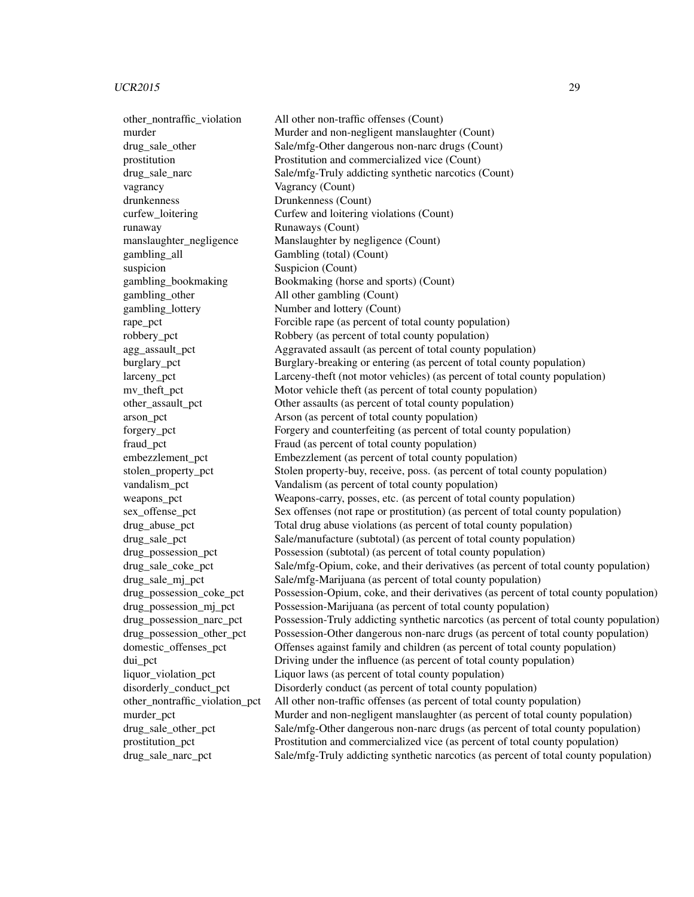| | |
|---|---|
| other_nontraffic_violation | All other non-traffic offenses (Count) |
| murder | Murder and non-negligent manslaughter (Count) |
| drug_sale_other | Sale/mfg-Other dangerous non-narc drugs (Count) |
| prostitution | Prostitution and commercialized vice (Count) |
| drug_sale_narc | Sale/mfg-Truly addicting synthetic narcotics (Count) |
| vagrancy | Vagrancy (Count) |
| drunkenness | Drunkenness (Count) |
| curfew_loitering | Curfew and loitering violations (Count) |
| runaway | Runaways (Count) |
| manslaughter_negligence | Manslaughter by negligence (Count) |
| gambling_all | Gambling (total) (Count) |
| suspicion | Suspicion (Count) |
| gambling_bookmaking | Bookmaking (horse and sports) (Count) |
| gambling_other | All other gambling (Count) |
| gambling_lottery | Number and lottery (Count) |
| rape_pct | Forcible rape (as percent of total county population) |
| robbery_pct | Robbery (as percent of total county population) |
| agg_assault_pct | Aggravated assault (as percent of total county population) |
| burglary_pct | Burglary-breaking or entering (as percent of total county population) |
| larceny_pct | Larceny-theft (not motor vehicles) (as percent of total county population) |
| mv_theft_pct | Motor vehicle theft (as percent of total county population) |
| other_assault_pct | Other assaults (as percent of total county population) |
| arson_pct | Arson (as percent of total county population) |
| forgery_pct | Forgery and counterfeiting (as percent of total county population) |
| fraud_pct | Fraud (as percent of total county population) |
| embezzlement_pct | Embezzlement (as percent of total county population) |
| stolen_property_pct | Stolen property-buy, receive, poss. (as percent of total county population) |
| vandalism_pct | Vandalism (as percent of total county population) |
| weapons_pct | Weapons-carry, posses, etc. (as percent of total county population) |
| sex_offense_pct | Sex offenses (not rape or prostitution) (as percent of total county population) |
| drug_abuse_pct | Total drug abuse violations (as percent of total county population) |
| drug_sale_pct | Sale/manufacture (subtotal) (as percent of total county population) |
| drug_possession_pct | Possession (subtotal) (as percent of total county population) |
| drug_sale_coke_pct | Sale/mfg-Opium, coke, and their derivatives (as percent of total county population) |
| drug_sale_mj_pct | Sale/mfg-Marijuana (as percent of total county population) |
| drug_possession_coke_pct | Possession-Opium, coke, and their derivatives (as percent of total county population) |
| drug_possession_mj_pct | Possession-Marijuana (as percent of total county population) |
| drug_possession_narc_pct | Possession-Truly addicting synthetic narcotics (as percent of total county population) |
| drug_possession_other_pct | Possession-Other dangerous non-narc drugs (as percent of total county population) |
| domestic_offenses_pct | Offenses against family and children (as percent of total county population) |
| dui_pct | Driving under the influence (as percent of total county population) |
| liquor_violation_pct | Liquor laws (as percent of total county population) |
| disorderly_conduct_pct | Disorderly conduct (as percent of total county population) |
| other_nontraffic_violation_pct | All other non-traffic offenses (as percent of total county population) |
| murder_pct | Murder and non-negligent manslaughter (as percent of total county population) |
| drug_sale_other_pct | Sale/mfg-Other dangerous non-narc drugs (as percent of total county population) |
| prostitution_pct | Prostitution and commercialized vice (as percent of total county population) |
| drug_sale_narc_pct | Sale/mfg-Truly addicting synthetic narcotics (as percent of total county population) |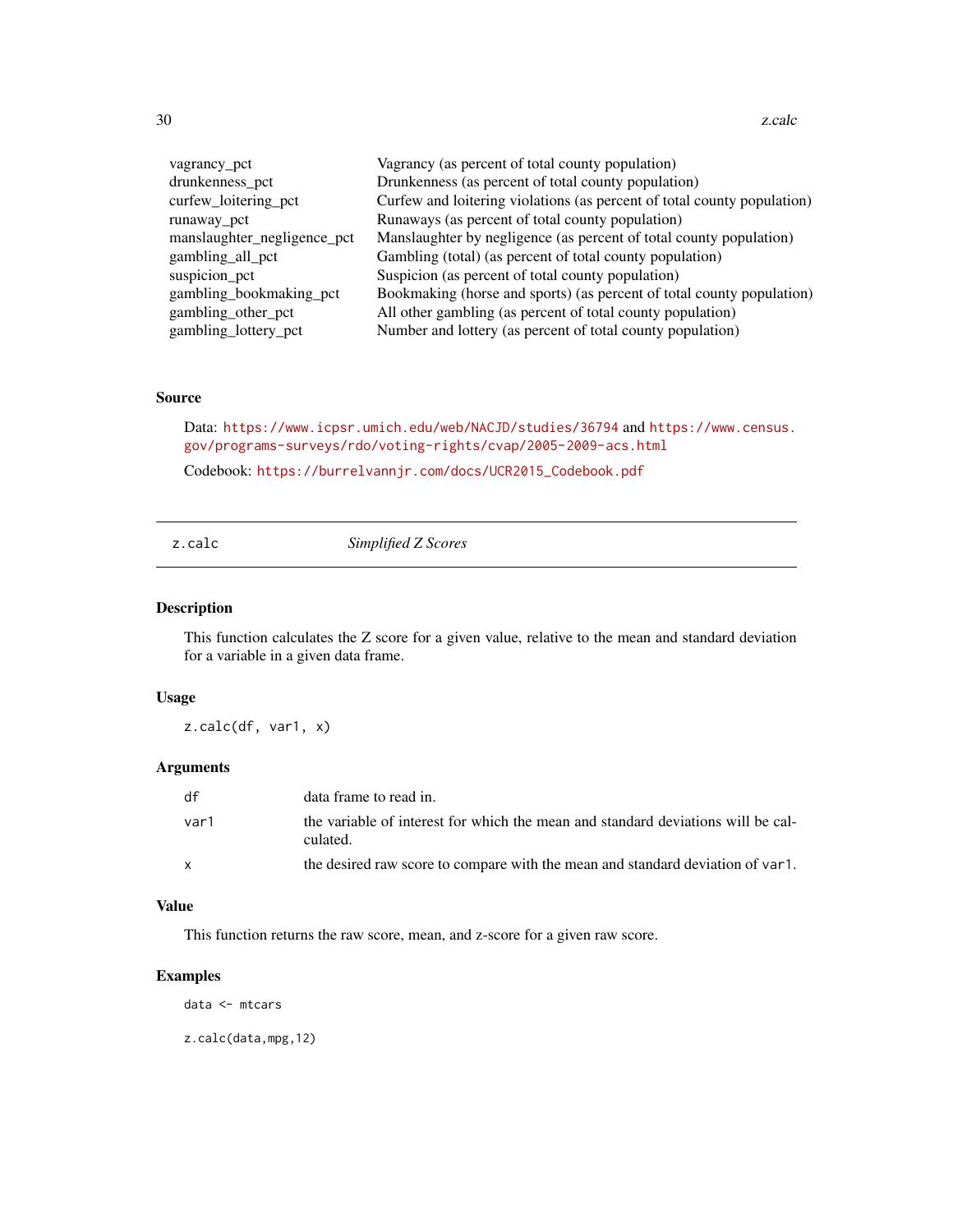| | |
|---|---|
| vagrancy_pct | Vagrancy (as percent of total county population) |
| drunkenness_pct | Drunkenness (as percent of total county population) |
| curfew_loitering_pct | Curfew and loitering violations (as percent of total county population) |
| runaway_pct | Runaways (as percent of total county population) |
| manslaughter_negligence_pct | Manslaughter by negligence (as percent of total county population) |
| gambling_all_pct | Gambling (total) (as percent of total county population) |
| suspicion_pct | Suspicion (as percent of total county population) |
| gambling_bookmaking_pct | Bookmaking (horse and sports) (as percent of total county population) |
| gambling_other_pct | All other gambling (as percent of total county population) |
| gambling_lottery_pct | Number and lottery (as percent of total county population) |

### Source

Data: https://www.icpsr.umich.edu/web/NACJD/studies/36794 and https://www.census.gov/programs-surveys/rdo/voting-rights/cvap/2005-2009-acs.html

Codebook: https://burrelvannjr.com/docs/UCR2015_Codebook.pdf

---

## z.calc — *Simplified Z Scores*

---

### Description

This function calculates the Z score for a given value, relative to the mean and standard deviation for a variable in a given data frame.

### Usage

```
z.calc(df, var1, x)
```

### Arguments

| | |
|---|---|
| df | data frame to read in. |
| var1 | the variable of interest for which the mean and standard deviations will be calculated. |
| x | the desired raw score to compare with the mean and standard deviation of var1. |

### Value

This function returns the raw score, mean, and z-score for a given raw score.

### Examples

```
data <- mtcars

z.calc(data,mpg,12)
```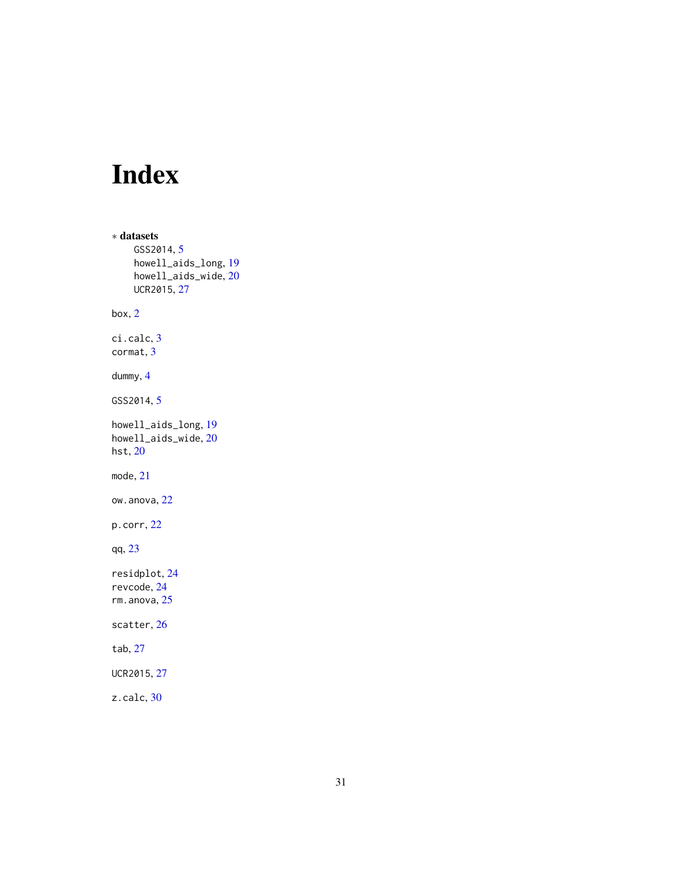# Index

∗ **datasets**

GSS2014, 5
howell_aids_long, 19
howell_aids_wide, 20
UCR2015, 27

box, 2

ci.calc, 3
cormat, 3

dummy, 4

GSS2014, 5

howell_aids_long, 19
howell_aids_wide, 20
hst, 20

mode, 21

ow.anova, 22

p.corr, 22

qq, 23

residplot, 24
revcode, 24
rm.anova, 25

scatter, 26

tab, 27

UCR2015, 27

z.calc, 30